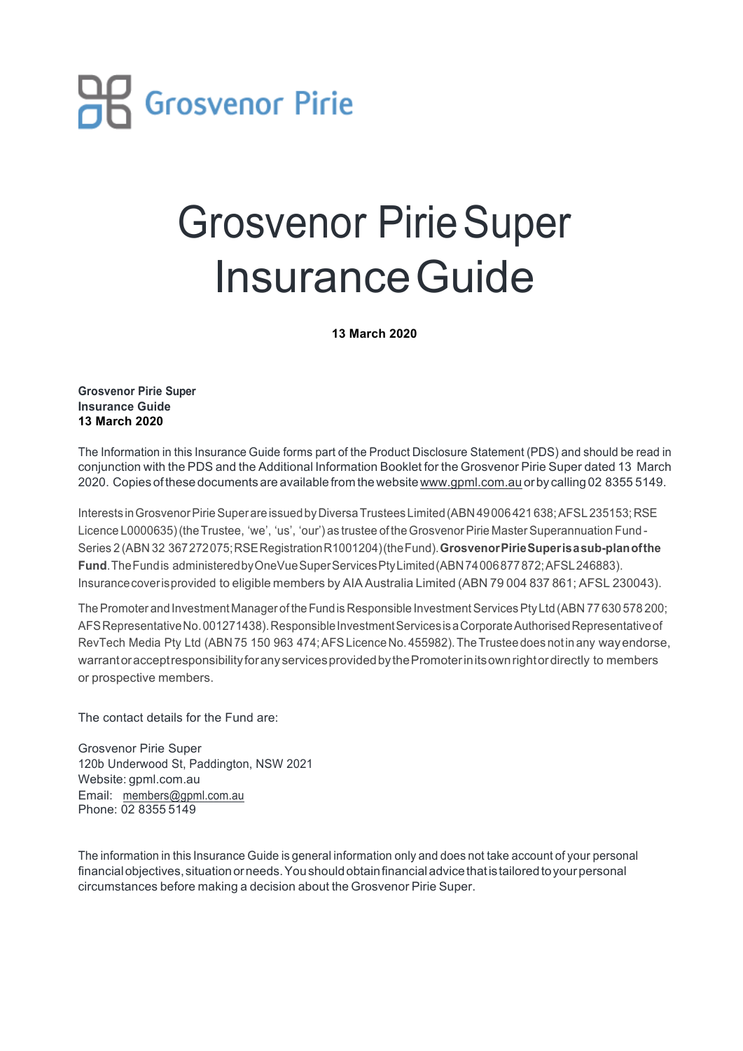Grosvenor Pirie

# Grosvenor Pirie Super Insurance Guide

**13 March 2020**

**Grosvenor Pirie Super**
**Insurance Guide**
**13 March 2020**

The Information in this Insurance Guide forms part of the Product Disclosure Statement (PDS) and should be read in conjunction with the PDS and the Additional Information Booklet for the Grosvenor Pirie Super dated 13 March 2020. Copies of these documents are available from the website www.gpml.com.au or by calling 02 8355 5149.

Interests in Grosvenor Pirie Super are issued by Diversa Trustees Limited (ABN 49 006 421 638; AFSL 235153; RSE Licence L0000635) (the Trustee, 'we', 'us', 'our') as trustee of the Grosvenor Pirie Master Superannuation Fund - Series 2 (ABN 32 367 272 075; RSE Registration R1001204) (the Fund). **Grosvenor Pirie Super is a sub-plan of the Fund**. The Fund is administered by OneVue Super Services Pty Limited (ABN 74 006 877 872; AFSL 246883). Insurance cover is provided to eligible members by AIA Australia Limited (ABN 79 004 837 861; AFSL 230043).

The Promoter and Investment Manager of the Fund is Responsible Investment Services Pty Ltd (ABN 77 630 578 200; AFS Representative No. 001271438). Responsible Investment Services is a Corporate Authorised Representative of RevTech Media Pty Ltd (ABN 75 150 963 474; AFS Licence No. 455982). The Trustee does not in any way endorse, warrant or accept responsibility for any services provided by the Promoter in its own right or directly to members or prospective members.

The contact details for the Fund are:

Grosvenor Pirie Super
120b Underwood St, Paddington, NSW 2021
Website: gpml.com.au
Email: members@gpml.com.au
Phone: 02 8355 5149

The information in this Insurance Guide is general information only and does not take account of your personal financial objectives, situation or needs. You should obtain financial advice that is tailored to your personal circumstances before making a decision about the Grosvenor Pirie Super.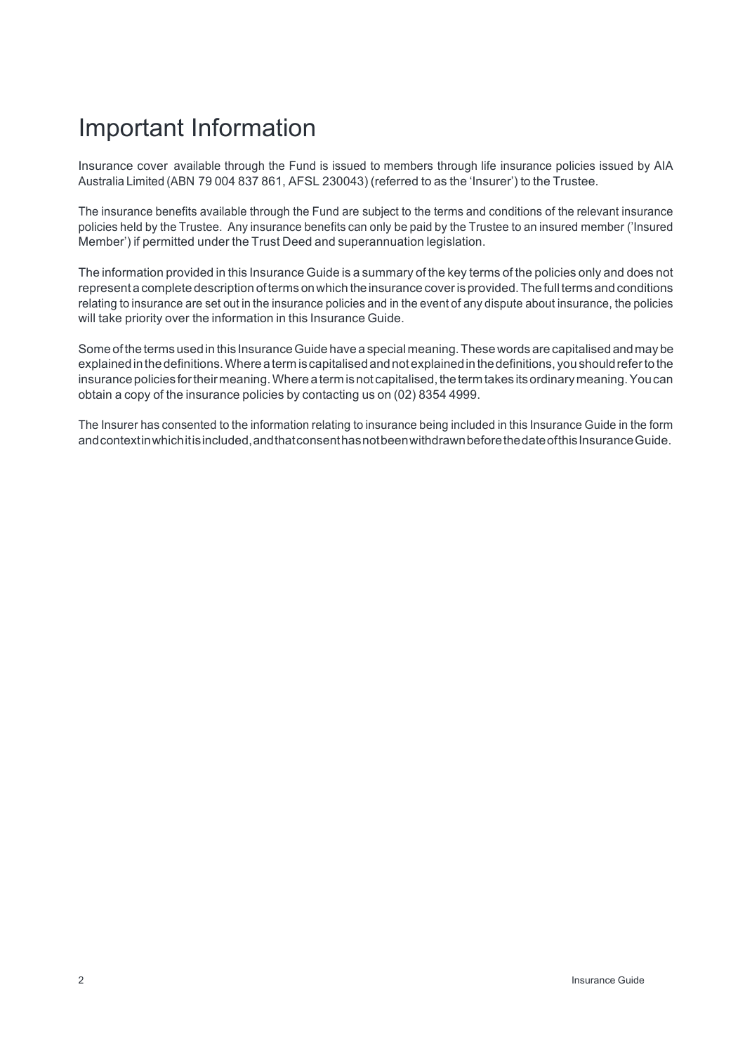# Important Information

Insurance cover available through the Fund is issued to members through life insurance policies issued by AIA Australia Limited (ABN 79 004 837 861, AFSL 230043) (referred to as the 'Insurer') to the Trustee.

The insurance benefits available through the Fund are subject to the terms and conditions of the relevant insurance policies held by the Trustee. Any insurance benefits can only be paid by the Trustee to an insured member ('Insured Member') if permitted under the Trust Deed and superannuation legislation.

The information provided in this Insurance Guide is a summary of the key terms of the policies only and does not represent a complete description of terms on which the insurance cover is provided. The full terms and conditions relating to insurance are set out in the insurance policies and in the event of any dispute about insurance, the policies will take priority over the information in this Insurance Guide.

Some of the terms used in this Insurance Guide have a special meaning. These words are capitalised and may be explained in the definitions. Where a term is capitalised and not explained in the definitions, you should refer to the insurance policies for their meaning. Where a term is not capitalised, the term takes its ordinary meaning. You can obtain a copy of the insurance policies by contacting us on (02) 8354 4999.

The Insurer has consented to the information relating to insurance being included in this Insurance Guide in the form and context in which it is included, and that consent has not been withdrawn before the date of this Insurance Guide.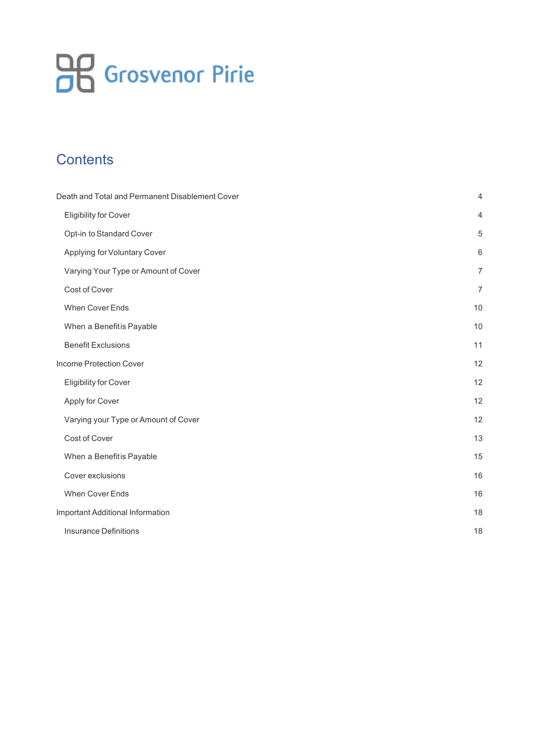Grosvenor Pirie

# Contents

| | |
|---|---|
| Death and Total and Permanent Disablement Cover | 4 |
| Eligibility for Cover | 4 |
| Opt-in to Standard Cover | 5 |
| Applying for Voluntary Cover | 6 |
| Varying Your Type or Amount of Cover | 7 |
| Cost of Cover | 7 |
| When Cover Ends | 10 |
| When a Benefit is Payable | 10 |
| Benefit Exclusions | 11 |
| Income Protection Cover | 12 |
| Eligibility for Cover | 12 |
| Apply for Cover | 12 |
| Varying your Type or Amount of Cover | 12 |
| Cost of Cover | 13 |
| When a Benefit is Payable | 15 |
| Cover exclusions | 16 |
| When Cover Ends | 16 |
| Important Additional Information | 18 |
| Insurance Definitions | 18 |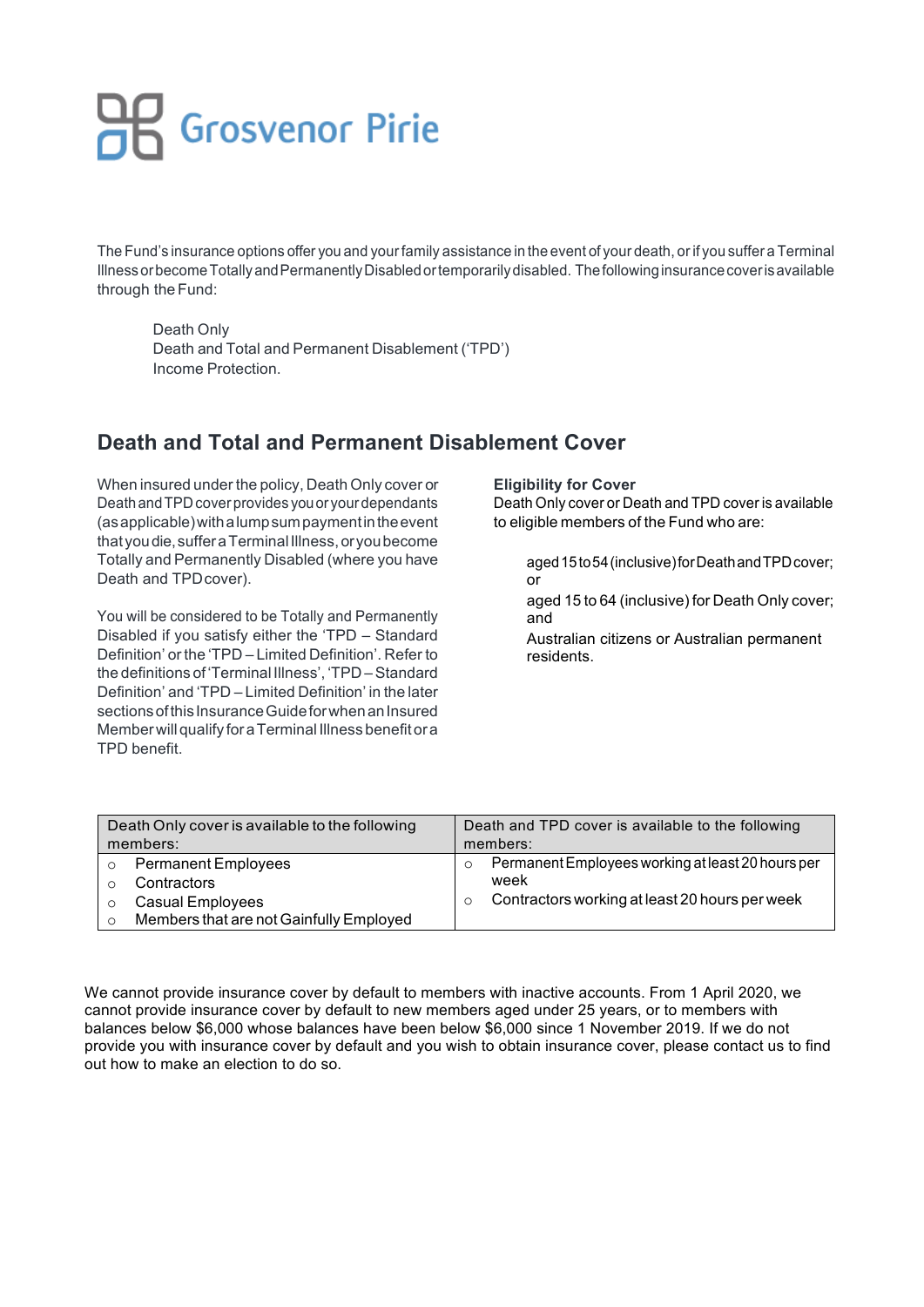The Fund's insurance options offer you and your family assistance in the event of your death, or if you suffer a Terminal Illness or become Totally and Permanently Disabled or temporarily disabled. The following insurance cover is available through the Fund:

- Death Only
- Death and Total and Permanent Disablement ('TPD')
- Income Protection.

## Death and Total and Permanent Disablement Cover

When insured under the policy, Death Only cover or Death and TPD cover provides you or your dependants (as applicable) with a lump sum payment in the event that you die, suffer a Terminal Illness, or you become Totally and Permanently Disabled (where you have Death and TPD cover).

You will be considered to be Totally and Permanently Disabled if you satisfy either the 'TPD – Standard Definition' or the 'TPD – Limited Definition'. Refer to the definitions of 'Terminal Illness', 'TPD – Standard Definition' and 'TPD – Limited Definition' in the later sections of this Insurance Guide for when an Insured Member will qualify for a Terminal Illness benefit or a TPD benefit.

**Eligibility for Cover**

Death Only cover or Death and TPD cover is available to eligible members of the Fund who are:

- aged 15 to 54 (inclusive) for Death and TPD cover; or
- aged 15 to 64 (inclusive) for Death Only cover; and
- Australian citizens or Australian permanent residents.

| Death Only cover is available to the following members: | Death and TPD cover is available to the following members: |
|---|---|
| ○ Permanent Employees<br>○ Contractors<br>○ Casual Employees<br>○ Members that are not Gainfully Employed | ○ Permanent Employees working at least 20 hours per week<br>○ Contractors working at least 20 hours per week |

We cannot provide insurance cover by default to members with inactive accounts. From 1 April 2020, we cannot provide insurance cover by default to new members aged under 25 years, or to members with balances below $6,000 whose balances have been below $6,000 since 1 November 2019. If we do not provide you with insurance cover by default and you wish to obtain insurance cover, please contact us to find out how to make an election to do so.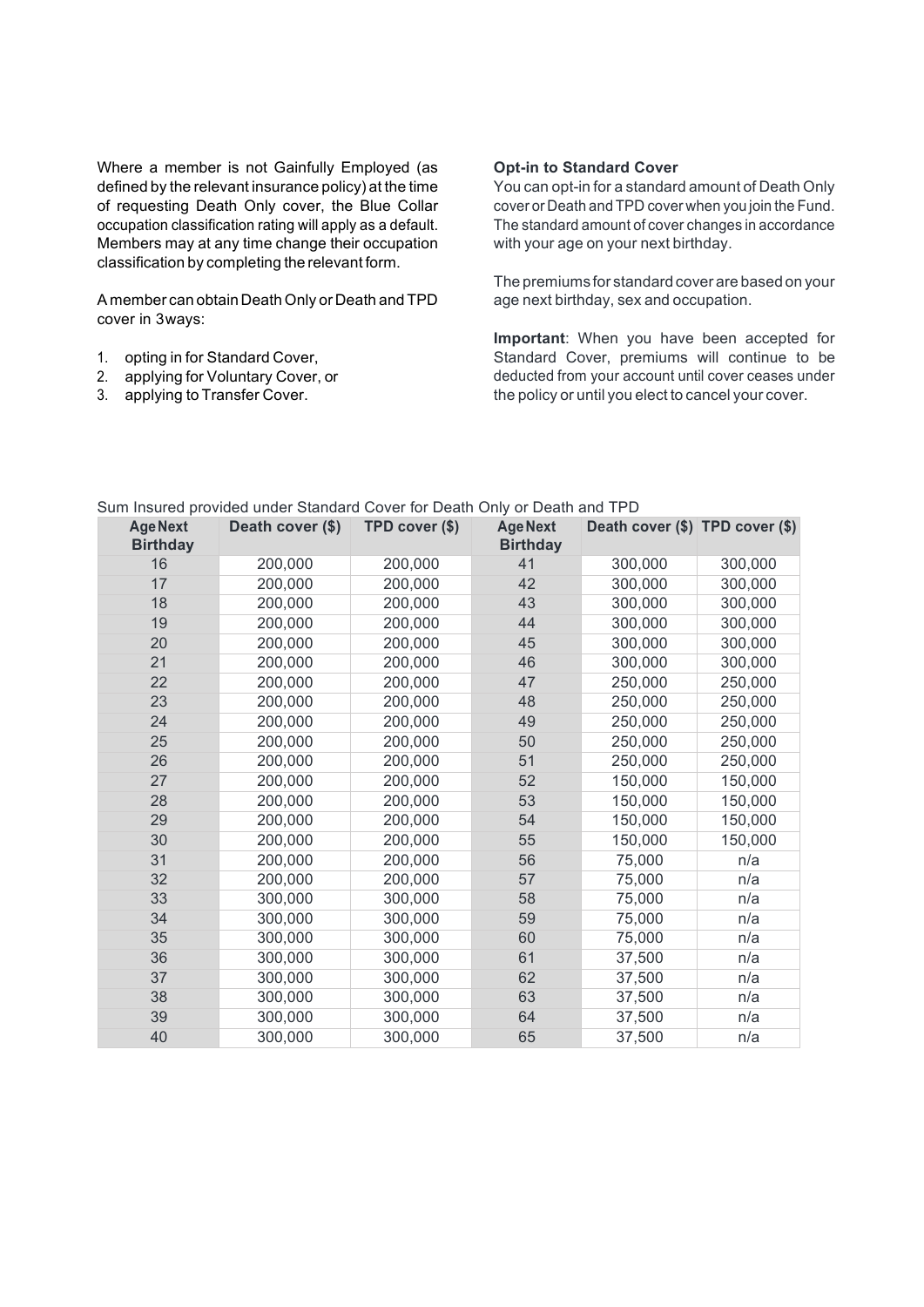Where a member is not Gainfully Employed (as defined by the relevant insurance policy) at the time of requesting Death Only cover, the Blue Collar occupation classification rating will apply as a default. Members may at any time change their occupation classification by completing the relevant form.

A member can obtain Death Only or Death and TPD cover in 3 ways:

1. opting in for Standard Cover,
2. applying for Voluntary Cover, or
3. applying to Transfer Cover.

**Opt-in to Standard Cover**

You can opt-in for a standard amount of Death Only cover or Death and TPD cover when you join the Fund. The standard amount of cover changes in accordance with your age on your next birthday.

The premiums for standard cover are based on your age next birthday, sex and occupation.

**Important**: When you have been accepted for Standard Cover, premiums will continue to be deducted from your account until cover ceases under the policy or until you elect to cancel your cover.

Sum Insured provided under Standard Cover for Death Only or Death and TPD

| Age Next Birthday | Death cover ($) | TPD cover ($) | Age Next Birthday | Death cover ($) | TPD cover ($) |
|---|---|---|---|---|---|
| 16 | 200,000 | 200,000 | 41 | 300,000 | 300,000 |
| 17 | 200,000 | 200,000 | 42 | 300,000 | 300,000 |
| 18 | 200,000 | 200,000 | 43 | 300,000 | 300,000 |
| 19 | 200,000 | 200,000 | 44 | 300,000 | 300,000 |
| 20 | 200,000 | 200,000 | 45 | 300,000 | 300,000 |
| 21 | 200,000 | 200,000 | 46 | 300,000 | 300,000 |
| 22 | 200,000 | 200,000 | 47 | 250,000 | 250,000 |
| 23 | 200,000 | 200,000 | 48 | 250,000 | 250,000 |
| 24 | 200,000 | 200,000 | 49 | 250,000 | 250,000 |
| 25 | 200,000 | 200,000 | 50 | 250,000 | 250,000 |
| 26 | 200,000 | 200,000 | 51 | 250,000 | 250,000 |
| 27 | 200,000 | 200,000 | 52 | 150,000 | 150,000 |
| 28 | 200,000 | 200,000 | 53 | 150,000 | 150,000 |
| 29 | 200,000 | 200,000 | 54 | 150,000 | 150,000 |
| 30 | 200,000 | 200,000 | 55 | 150,000 | 150,000 |
| 31 | 200,000 | 200,000 | 56 | 75,000 | n/a |
| 32 | 200,000 | 200,000 | 57 | 75,000 | n/a |
| 33 | 300,000 | 300,000 | 58 | 75,000 | n/a |
| 34 | 300,000 | 300,000 | 59 | 75,000 | n/a |
| 35 | 300,000 | 300,000 | 60 | 75,000 | n/a |
| 36 | 300,000 | 300,000 | 61 | 37,500 | n/a |
| 37 | 300,000 | 300,000 | 62 | 37,500 | n/a |
| 38 | 300,000 | 300,000 | 63 | 37,500 | n/a |
| 39 | 300,000 | 300,000 | 64 | 37,500 | n/a |
| 40 | 300,000 | 300,000 | 65 | 37,500 | n/a |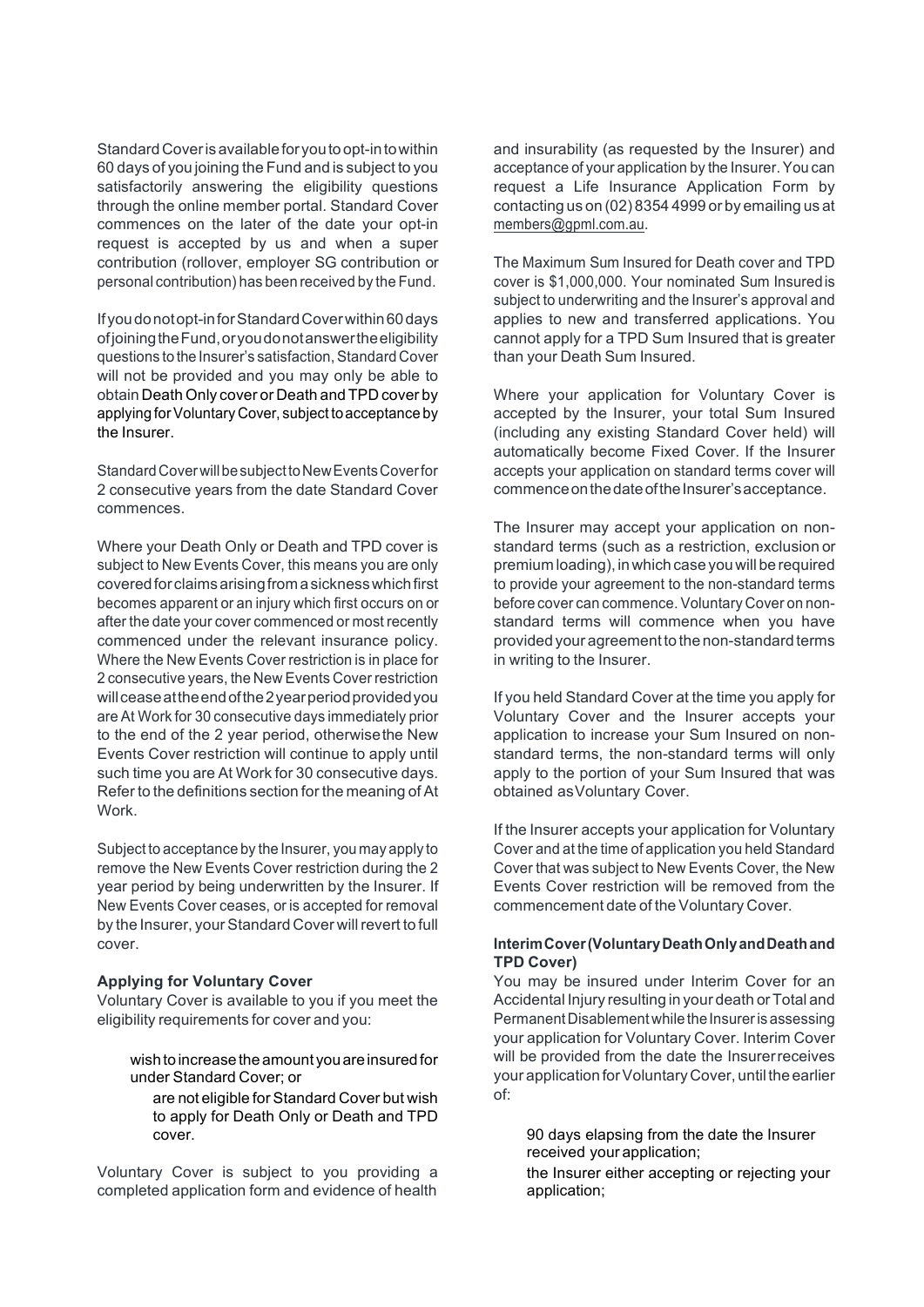Standard Cover is available for you to opt-in to within 60 days of you joining the Fund and is subject to you satisfactorily answering the eligibility questions through the online member portal. Standard Cover commences on the later of the date your opt-in request is accepted by us and when a super contribution (rollover, employer SG contribution or personal contribution) has been received by the Fund.

If you do not opt-in for Standard Cover within 60 days of joining the Fund, or you do not answer the eligibility questions to the Insurer's satisfaction, Standard Cover will not be provided and you may only be able to obtain Death Only cover or Death and TPD cover by applying for Voluntary Cover, subject to acceptance by the Insurer.

Standard Cover will be subject to New Events Cover for 2 consecutive years from the date Standard Cover commences.

Where your Death Only or Death and TPD cover is subject to New Events Cover, this means you are only covered for claims arising from a sickness which first becomes apparent or an injury which first occurs on or after the date your cover commenced or most recently commenced under the relevant insurance policy. Where the New Events Cover restriction is in place for 2 consecutive years, the New Events Cover restriction will cease at the end of the 2 year period provided you are At Work for 30 consecutive days immediately prior to the end of the 2 year period, otherwise the New Events Cover restriction will continue to apply until such time you are At Work for 30 consecutive days. Refer to the definitions section for the meaning of At Work.

Subject to acceptance by the Insurer, you may apply to remove the New Events Cover restriction during the 2 year period by being underwritten by the Insurer. If New Events Cover ceases, or is accepted for removal by the Insurer, your Standard Cover will revert to full cover.

**Applying for Voluntary Cover**

Voluntary Cover is available to you if you meet the eligibility requirements for cover and you:

- wish to increase the amount you are insured for under Standard Cover; or
- are not eligible for Standard Cover but wish to apply for Death Only or Death and TPD cover.

Voluntary Cover is subject to you providing a completed application form and evidence of health and insurability (as requested by the Insurer) and acceptance of your application by the Insurer. You can request a Life Insurance Application Form by contacting us on (02) 8354 4999 or by emailing us at members@gpml.com.au.

The Maximum Sum Insured for Death cover and TPD cover is $1,000,000. Your nominated Sum Insured is subject to underwriting and the Insurer's approval and applies to new and transferred applications. You cannot apply for a TPD Sum Insured that is greater than your Death Sum Insured.

Where your application for Voluntary Cover is accepted by the Insurer, your total Sum Insured (including any existing Standard Cover held) will automatically become Fixed Cover. If the Insurer accepts your application on standard terms cover will commence on the date of the Insurer's acceptance.

The Insurer may accept your application on non-standard terms (such as a restriction, exclusion or premium loading), in which case you will be required to provide your agreement to the non-standard terms before cover can commence. Voluntary Cover on non-standard terms will commence when you have provided your agreement to the non-standard terms in writing to the Insurer.

If you held Standard Cover at the time you apply for Voluntary Cover and the Insurer accepts your application to increase your Sum Insured on non-standard terms, the non-standard terms will only apply to the portion of your Sum Insured that was obtained as Voluntary Cover.

If the Insurer accepts your application for Voluntary Cover and at the time of application you held Standard Cover that was subject to New Events Cover, the New Events Cover restriction will be removed from the commencement date of the Voluntary Cover.

**Interim Cover (Voluntary Death Only and Death and TPD Cover)**

You may be insured under Interim Cover for an Accidental Injury resulting in your death or Total and Permanent Disablement while the Insurer is assessing your application for Voluntary Cover. Interim Cover will be provided from the date the Insurer receives your application for Voluntary Cover, until the earlier of:

- 90 days elapsing from the date the Insurer received your application;
- the Insurer either accepting or rejecting your application;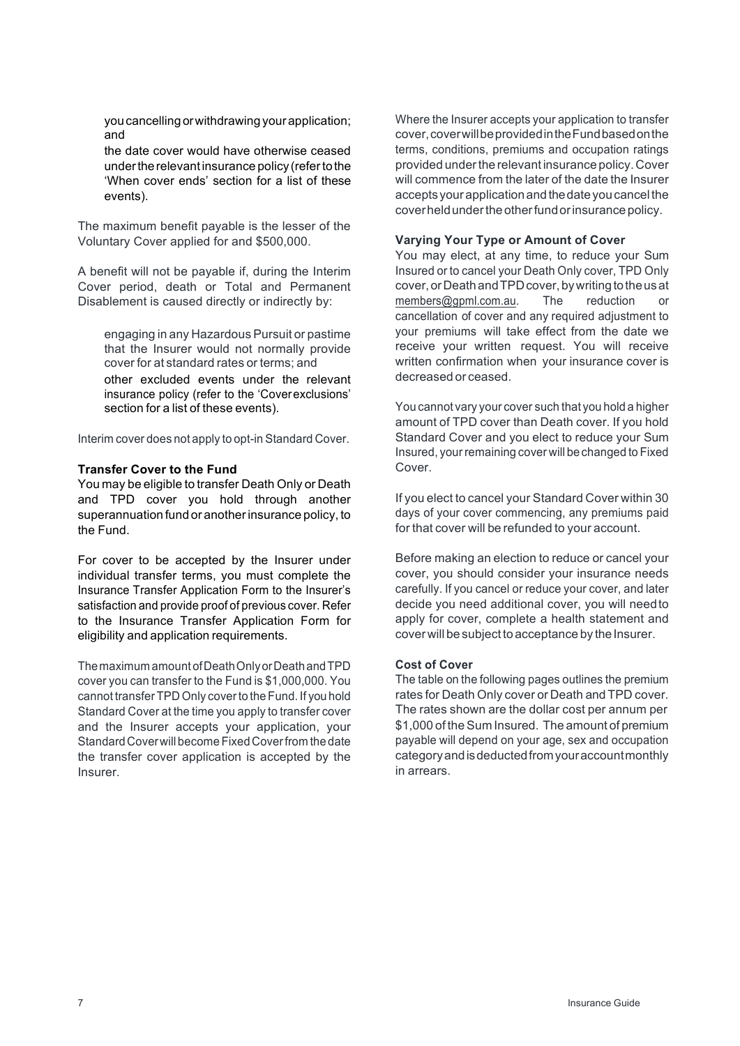- you cancelling or withdrawing your application; and
- the date cover would have otherwise ceased under the relevant insurance policy (refer to the 'When cover ends' section for a list of these events).

The maximum benefit payable is the lesser of the Voluntary Cover applied for and $500,000.

A benefit will not be payable if, during the Interim Cover period, death or Total and Permanent Disablement is caused directly or indirectly by:

- engaging in any Hazardous Pursuit or pastime that the Insurer would not normally provide cover for at standard rates or terms; and
- other excluded events under the relevant insurance policy (refer to the 'Cover exclusions' section for a list of these events).

Interim cover does not apply to opt-in Standard Cover.

**Transfer Cover to the Fund**

You may be eligible to transfer Death Only or Death and TPD cover you hold through another superannuation fund or another insurance policy, to the Fund.

For cover to be accepted by the Insurer under individual transfer terms, you must complete the Insurance Transfer Application Form to the Insurer's satisfaction and provide proof of previous cover. Refer to the Insurance Transfer Application Form for eligibility and application requirements.

The maximum amount of Death Only or Death and TPD cover you can transfer to the Fund is $1,000,000. You cannot transfer TPD Only cover to the Fund. If you hold Standard Cover at the time you apply to transfer cover and the Insurer accepts your application, your Standard Cover will become Fixed Cover from the date the transfer cover application is accepted by the Insurer.

Where the Insurer accepts your application to transfer cover, cover will be provided in the Fund based on the terms, conditions, premiums and occupation ratings provided under the relevant insurance policy. Cover will commence from the later of the date the Insurer accepts your application and the date you cancel the cover held under the other fund or insurance policy.

**Varying Your Type or Amount of Cover**

You may elect, at any time, to reduce your Sum Insured or to cancel your Death Only cover, TPD Only cover, or Death and TPD cover, by writing to the us at members@gpml.com.au. The reduction or cancellation of cover and any required adjustment to your premiums will take effect from the date we receive your written request. You will receive written confirmation when your insurance cover is decreased or ceased.

You cannot vary your cover such that you hold a higher amount of TPD cover than Death cover. If you hold Standard Cover and you elect to reduce your Sum Insured, your remaining cover will be changed to Fixed Cover.

If you elect to cancel your Standard Cover within 30 days of your cover commencing, any premiums paid for that cover will be refunded to your account.

Before making an election to reduce or cancel your cover, you should consider your insurance needs carefully. If you cancel or reduce your cover, and later decide you need additional cover, you will need to apply for cover, complete a health statement and cover will be subject to acceptance by the Insurer.

**Cost of Cover**

The table on the following pages outlines the premium rates for Death Only cover or Death and TPD cover. The rates shown are the dollar cost per annum per $1,000 of the Sum Insured. The amount of premium payable will depend on your age, sex and occupation category and is deducted from your account monthly in arrears.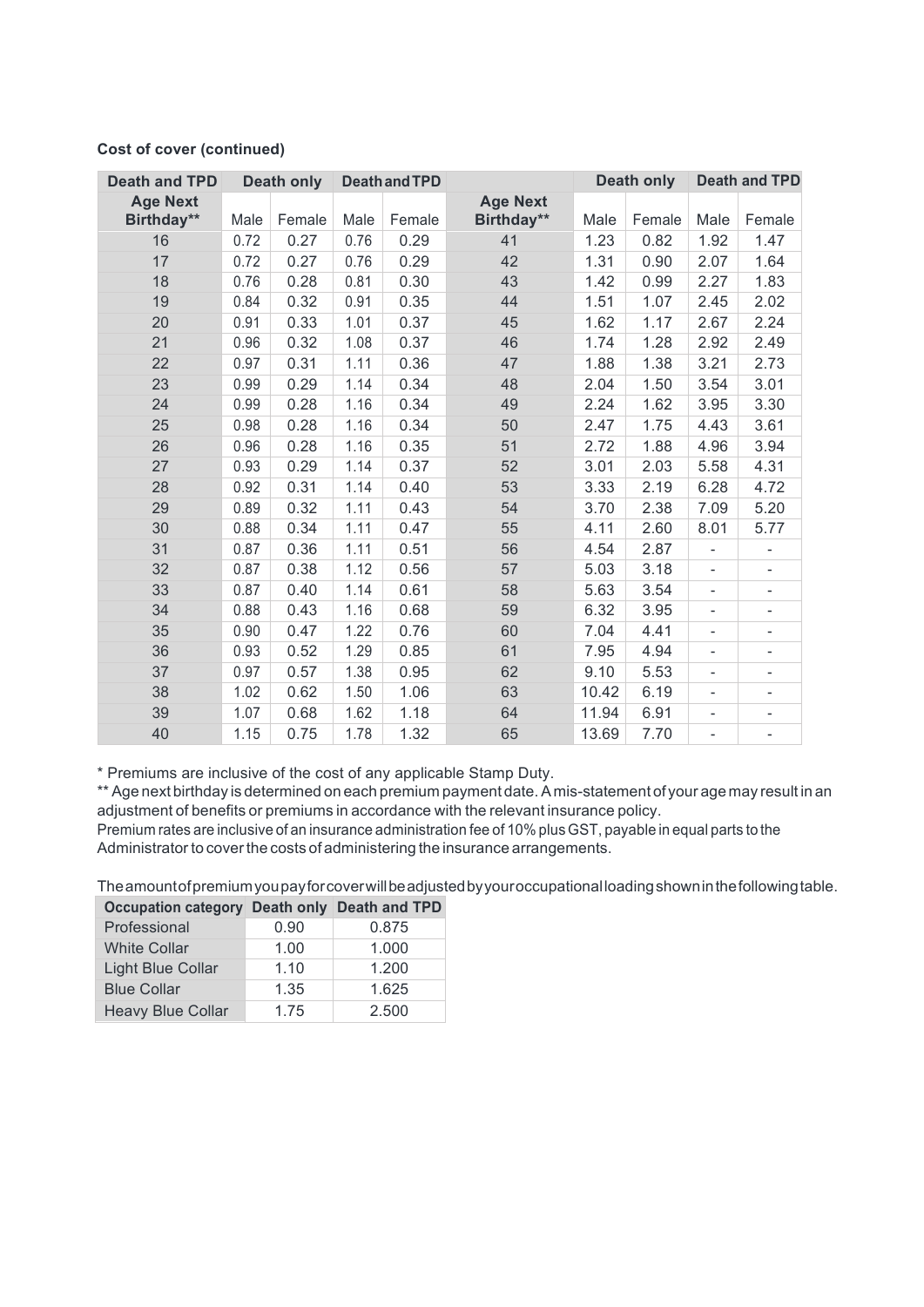**Cost of cover (continued)**

| Death and TPD | Death only | | Death and TPD | | | Death only | | Death and TPD | |
|---|---|---|---|---|---|---|---|---|---|
| Age Next Birthday** | Male | Female | Male | Female | Age Next Birthday** | Male | Female | Male | Female |
| 16 | 0.72 | 0.27 | 0.76 | 0.29 | 41 | 1.23 | 0.82 | 1.92 | 1.47 |
| 17 | 0.72 | 0.27 | 0.76 | 0.29 | 42 | 1.31 | 0.90 | 2.07 | 1.64 |
| 18 | 0.76 | 0.28 | 0.81 | 0.30 | 43 | 1.42 | 0.99 | 2.27 | 1.83 |
| 19 | 0.84 | 0.32 | 0.91 | 0.35 | 44 | 1.51 | 1.07 | 2.45 | 2.02 |
| 20 | 0.91 | 0.33 | 1.01 | 0.37 | 45 | 1.62 | 1.17 | 2.67 | 2.24 |
| 21 | 0.96 | 0.32 | 1.08 | 0.37 | 46 | 1.74 | 1.28 | 2.92 | 2.49 |
| 22 | 0.97 | 0.31 | 1.11 | 0.36 | 47 | 1.88 | 1.38 | 3.21 | 2.73 |
| 23 | 0.99 | 0.29 | 1.14 | 0.34 | 48 | 2.04 | 1.50 | 3.54 | 3.01 |
| 24 | 0.99 | 0.28 | 1.16 | 0.34 | 49 | 2.24 | 1.62 | 3.95 | 3.30 |
| 25 | 0.98 | 0.28 | 1.16 | 0.34 | 50 | 2.47 | 1.75 | 4.43 | 3.61 |
| 26 | 0.96 | 0.28 | 1.16 | 0.35 | 51 | 2.72 | 1.88 | 4.96 | 3.94 |
| 27 | 0.93 | 0.29 | 1.14 | 0.37 | 52 | 3.01 | 2.03 | 5.58 | 4.31 |
| 28 | 0.92 | 0.31 | 1.14 | 0.40 | 53 | 3.33 | 2.19 | 6.28 | 4.72 |
| 29 | 0.89 | 0.32 | 1.11 | 0.43 | 54 | 3.70 | 2.38 | 7.09 | 5.20 |
| 30 | 0.88 | 0.34 | 1.11 | 0.47 | 55 | 4.11 | 2.60 | 8.01 | 5.77 |
| 31 | 0.87 | 0.36 | 1.11 | 0.51 | 56 | 4.54 | 2.87 | - | - |
| 32 | 0.87 | 0.38 | 1.12 | 0.56 | 57 | 5.03 | 3.18 | - | - |
| 33 | 0.87 | 0.40 | 1.14 | 0.61 | 58 | 5.63 | 3.54 | - | - |
| 34 | 0.88 | 0.43 | 1.16 | 0.68 | 59 | 6.32 | 3.95 | - | - |
| 35 | 0.90 | 0.47 | 1.22 | 0.76 | 60 | 7.04 | 4.41 | - | - |
| 36 | 0.93 | 0.52 | 1.29 | 0.85 | 61 | 7.95 | 4.94 | - | - |
| 37 | 0.97 | 0.57 | 1.38 | 0.95 | 62 | 9.10 | 5.53 | - | - |
| 38 | 1.02 | 0.62 | 1.50 | 1.06 | 63 | 10.42 | 6.19 | - | - |
| 39 | 1.07 | 0.68 | 1.62 | 1.18 | 64 | 11.94 | 6.91 | - | - |
| 40 | 1.15 | 0.75 | 1.78 | 1.32 | 65 | 13.69 | 7.70 | - | - |

* Premiums are inclusive of the cost of any applicable Stamp Duty.

** Age next birthday is determined on each premium payment date. A mis-statement of your age may result in an adjustment of benefits or premiums in accordance with the relevant insurance policy.

Premium rates are inclusive of an insurance administration fee of 10% plus GST, payable in equal parts to the Administrator to cover the costs of administering the insurance arrangements.

The amount of premium you pay for cover will be adjusted by your occupational loading shown in the following table.

| Occupation category | Death only | Death and TPD |
|---|---|---|
| Professional | 0.90 | 0.875 |
| White Collar | 1.00 | 1.000 |
| Light Blue Collar | 1.10 | 1.200 |
| Blue Collar | 1.35 | 1.625 |
| Heavy Blue Collar | 1.75 | 2.500 |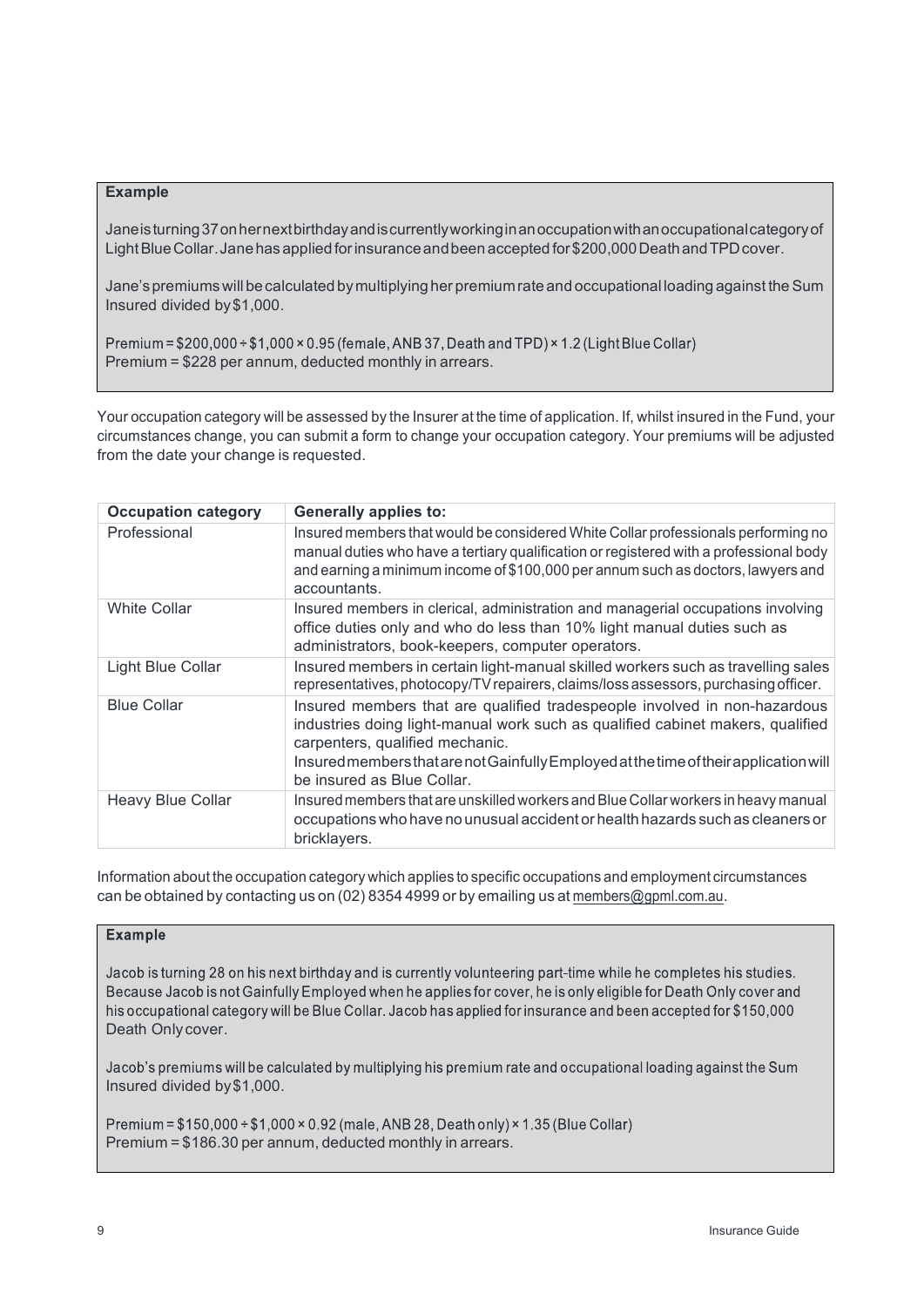**Example**

Jane is turning 37 on her next birthday and is currently working in an occupation with an occupational category of Light Blue Collar. Jane has applied for insurance and been accepted for $200,000 Death and TPD cover.

Jane's premiums will be calculated by multiplying her premium rate and occupational loading against the Sum Insured divided by $1,000.

Premium = $200,000 ÷ $1,000 × 0.95 (female, ANB 37, Death and TPD) × 1.2 (Light Blue Collar)
Premium = $228 per annum, deducted monthly in arrears.

Your occupation category will be assessed by the Insurer at the time of application. If, whilst insured in the Fund, your circumstances change, you can submit a form to change your occupation category. Your premiums will be adjusted from the date your change is requested.

| Occupation category | Generally applies to: |
|---|---|
| Professional | Insured members that would be considered White Collar professionals performing no manual duties who have a tertiary qualification or registered with a professional body and earning a minimum income of $100,000 per annum such as doctors, lawyers and accountants. |
| White Collar | Insured members in clerical, administration and managerial occupations involving office duties only and who do less than 10% light manual duties such as administrators, book-keepers, computer operators. |
| Light Blue Collar | Insured members in certain light-manual skilled workers such as travelling sales representatives, photocopy/TV repairers, claims/loss assessors, purchasing officer. |
| Blue Collar | Insured members that are qualified tradespeople involved in non-hazardous industries doing light-manual work such as qualified cabinet makers, qualified carpenters, qualified mechanic.<br>Insured members that are not Gainfully Employed at the time of their application will be insured as Blue Collar. |
| Heavy Blue Collar | Insured members that are unskilled workers and Blue Collar workers in heavy manual occupations who have no unusual accident or health hazards such as cleaners or bricklayers. |

Information about the occupation category which applies to specific occupations and employment circumstances can be obtained by contacting us on (02) 8354 4999 or by emailing us at members@gpml.com.au.

**Example**

Jacob is turning 28 on his next birthday and is currently volunteering part-time while he completes his studies. Because Jacob is not Gainfully Employed when he applies for cover, he is only eligible for Death Only cover and his occupational category will be Blue Collar. Jacob has applied for insurance and been accepted for $150,000 Death Only cover.

Jacob's premiums will be calculated by multiplying his premium rate and occupational loading against the Sum Insured divided by $1,000.

Premium = $150,000 ÷ $1,000 × 0.92 (male, ANB 28, Death only) × 1.35 (Blue Collar)
Premium = $186.30 per annum, deducted monthly in arrears.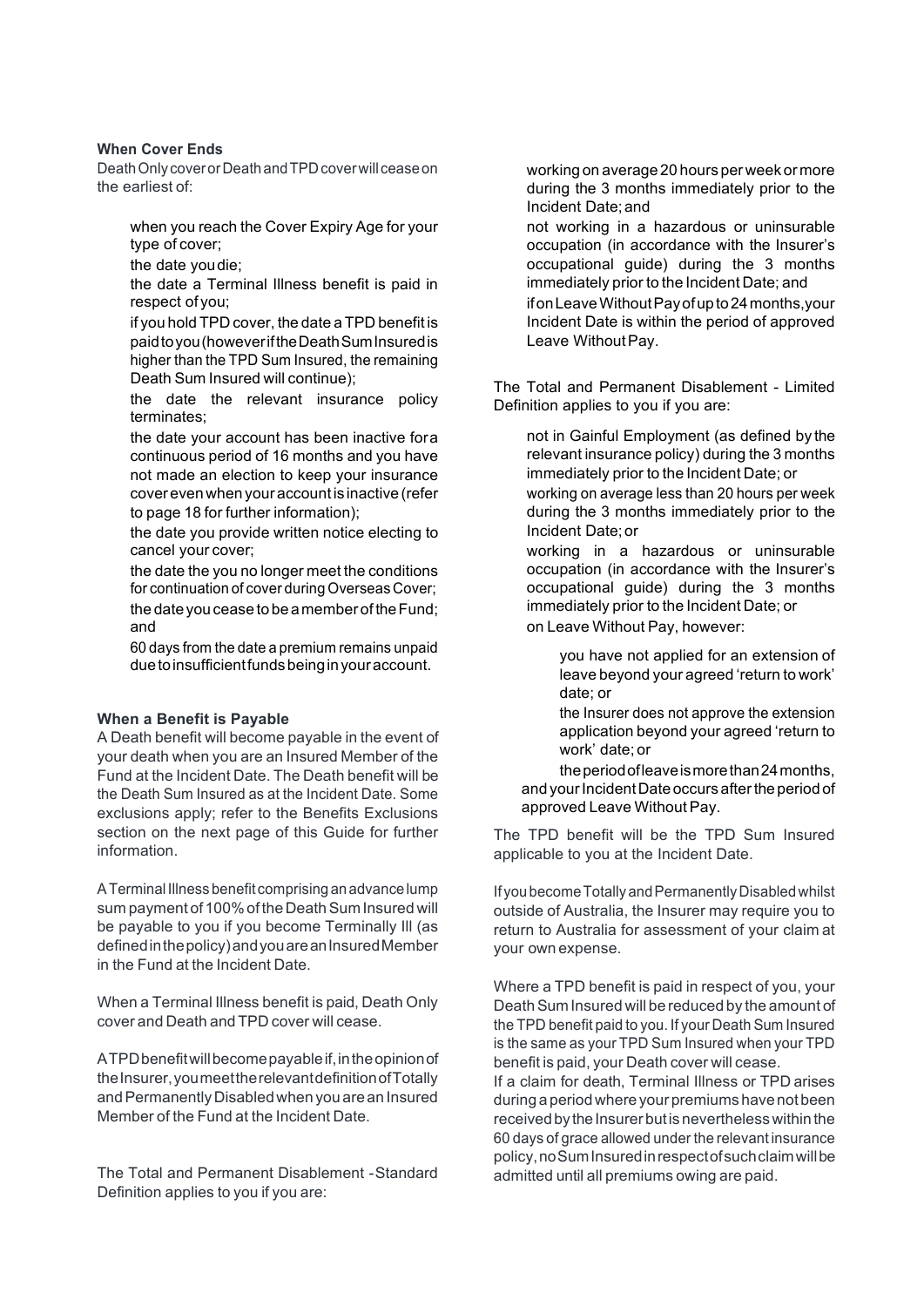**When Cover Ends**

Death Only cover or Death and TPD cover will cease on the earliest of:

- when you reach the Cover Expiry Age for your type of cover;
- the date you die;
- the date a Terminal Illness benefit is paid in respect of you;
- if you hold TPD cover, the date a TPD benefit is paid to you (however if the Death Sum Insured is higher than the TPD Sum Insured, the remaining Death Sum Insured will continue);
- the date the relevant insurance policy terminates;
- the date your account has been inactive for a continuous period of 16 months and you have not made an election to keep your insurance cover even when your account is inactive (refer to page 18 for further information);
- the date you provide written notice electing to cancel your cover;
- the date the you no longer meet the conditions for continuation of cover during Overseas Cover;
- the date you cease to be a member of the Fund; and
- 60 days from the date a premium remains unpaid due to insufficient funds being in your account.

**When a Benefit is Payable**

A Death benefit will become payable in the event of your death when you are an Insured Member of the Fund at the Incident Date. The Death benefit will be the Death Sum Insured as at the Incident Date. Some exclusions apply; refer to the Benefits Exclusions section on the next page of this Guide for further information.

A Terminal Illness benefit comprising an advance lump sum payment of 100% of the Death Sum Insured will be payable to you if you become Terminally Ill (as defined in the policy) and you are an Insured Member in the Fund at the Incident Date.

When a Terminal Illness benefit is paid, Death Only cover and Death and TPD cover will cease.

A TPD benefit will become payable if, in the opinion of the Insurer, you meet the relevant definition of Totally and Permanently Disabled when you are an Insured Member of the Fund at the Incident Date.

The Total and Permanent Disablement - Standard Definition applies to you if you are:

- working on average 20 hours per week or more during the 3 months immediately prior to the Incident Date; and
- not working in a hazardous or uninsurable occupation (in accordance with the Insurer's occupational guide) during the 3 months immediately prior to the Incident Date; and
- if on Leave Without Pay of up to 24 months, your Incident Date is within the period of approved Leave Without Pay.

The Total and Permanent Disablement - Limited Definition applies to you if you are:

- not in Gainful Employment (as defined by the relevant insurance policy) during the 3 months immediately prior to the Incident Date; or
- working on average less than 20 hours per week during the 3 months immediately prior to the Incident Date; or
- working in a hazardous or uninsurable occupation (in accordance with the Insurer's occupational guide) during the 3 months immediately prior to the Incident Date; or
- on Leave Without Pay, however:
  - you have not applied for an extension of leave beyond your agreed 'return to work' date; or
  - the Insurer does not approve the extension application beyond your agreed 'return to work' date; or
  - the period of leave is more than 24 months, and your Incident Date occurs after the period of approved Leave Without Pay.

The TPD benefit will be the TPD Sum Insured applicable to you at the Incident Date.

If you become Totally and Permanently Disabled whilst outside of Australia, the Insurer may require you to return to Australia for assessment of your claim at your own expense.

Where a TPD benefit is paid in respect of you, your Death Sum Insured will be reduced by the amount of the TPD benefit paid to you. If your Death Sum Insured is the same as your TPD Sum Insured when your TPD benefit is paid, your Death cover will cease.

If a claim for death, Terminal Illness or TPD arises during a period where your premiums have not been received by the Insurer but is nevertheless within the 60 days of grace allowed under the relevant insurance policy, no Sum Insured in respect of such claim will be admitted until all premiums owing are paid.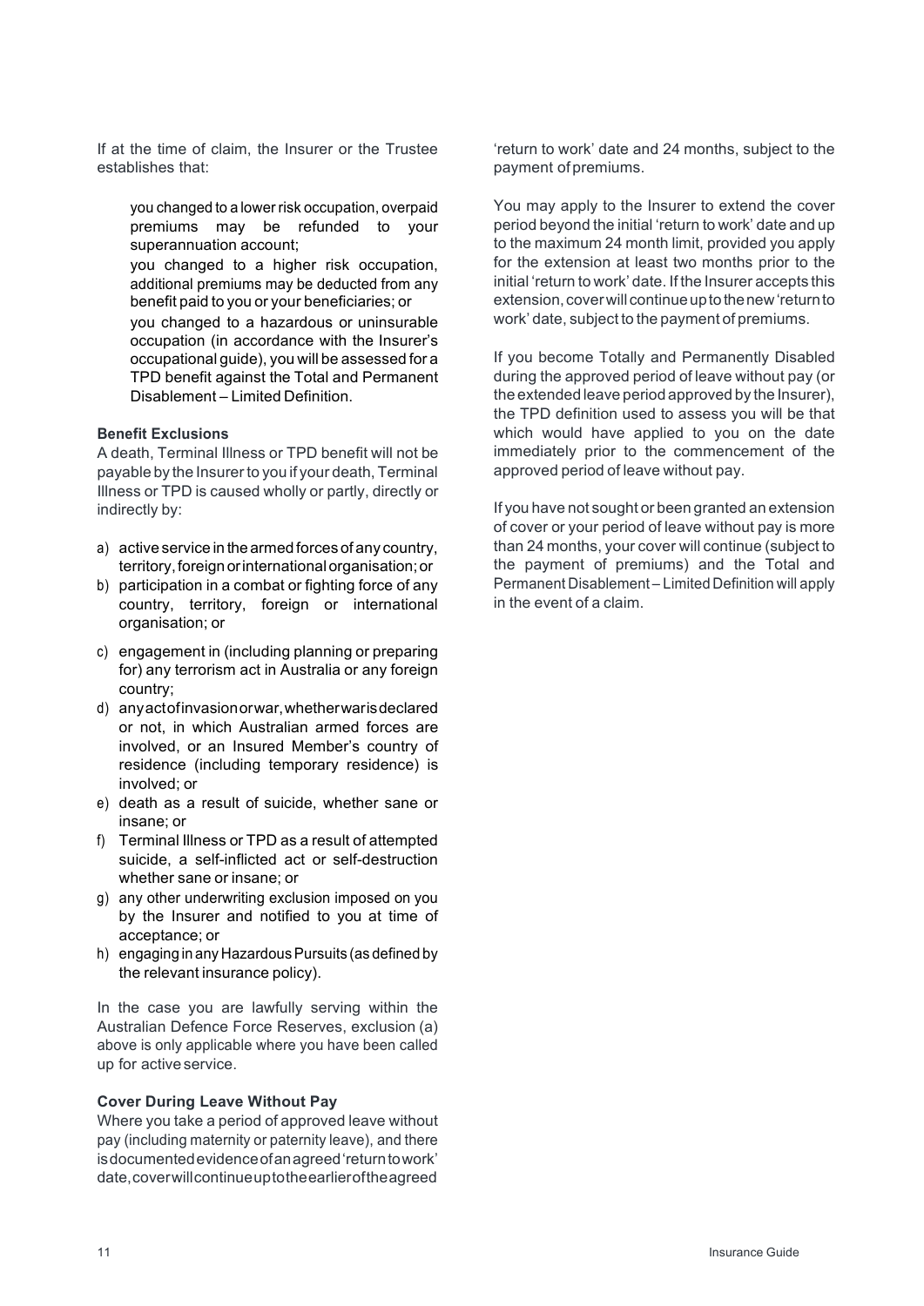If at the time of claim, the Insurer or the Trustee establishes that:

- you changed to a lower risk occupation, overpaid premiums may be refunded to your superannuation account;
- you changed to a higher risk occupation, additional premiums may be deducted from any benefit paid to you or your beneficiaries; or
- you changed to a hazardous or uninsurable occupation (in accordance with the Insurer's occupational guide), you will be assessed for a TPD benefit against the Total and Permanent Disablement – Limited Definition.

**Benefit Exclusions**

A death, Terminal Illness or TPD benefit will not be payable by the Insurer to you if your death, Terminal Illness or TPD is caused wholly or partly, directly or indirectly by:

a) active service in the armed forces of any country, territory, foreign or international organisation; or
b) participation in a combat or fighting force of any country, territory, foreign or international organisation; or
c) engagement in (including planning or preparing for) any terrorism act in Australia or any foreign country;
d) any act of invasion or war, whether war is declared or not, in which Australian armed forces are involved, or an Insured Member's country of residence (including temporary residence) is involved; or
e) death as a result of suicide, whether sane or insane; or
f) Terminal Illness or TPD as a result of attempted suicide, a self-inflicted act or self-destruction whether sane or insane; or
g) any other underwriting exclusion imposed on you by the Insurer and notified to you at time of acceptance; or
h) engaging in any Hazardous Pursuits (as defined by the relevant insurance policy).

In the case you are lawfully serving within the Australian Defence Force Reserves, exclusion (a) above is only applicable where you have been called up for active service.

**Cover During Leave Without Pay**

Where you take a period of approved leave without pay (including maternity or paternity leave), and there is documented evidence of an agreed 'return to work' date, cover will continue up to the earlier of the agreed 'return to work' date and 24 months, subject to the payment of premiums.

You may apply to the Insurer to extend the cover period beyond the initial 'return to work' date and up to the maximum 24 month limit, provided you apply for the extension at least two months prior to the initial 'return to work' date. If the Insurer accepts this extension, cover will continue up to the new 'return to work' date, subject to the payment of premiums.

If you become Totally and Permanently Disabled during the approved period of leave without pay (or the extended leave period approved by the Insurer), the TPD definition used to assess you will be that which would have applied to you on the date immediately prior to the commencement of the approved period of leave without pay.

If you have not sought or been granted an extension of cover or your period of leave without pay is more than 24 months, your cover will continue (subject to the payment of premiums) and the Total and Permanent Disablement – Limited Definition will apply in the event of a claim.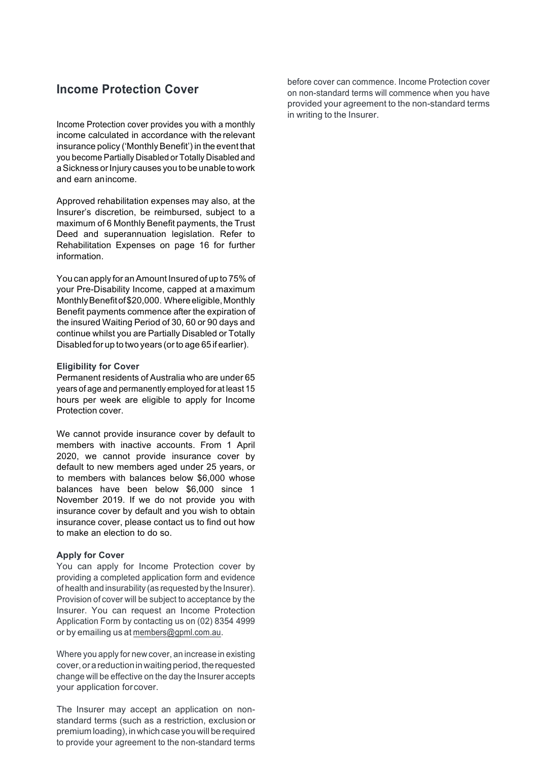## Income Protection Cover

Income Protection cover provides you with a monthly income calculated in accordance with the relevant insurance policy ('Monthly Benefit') in the event that you become Partially Disabled or Totally Disabled and a Sickness or Injury causes you to be unable to work and earn an income.

Approved rehabilitation expenses may also, at the Insurer's discretion, be reimbursed, subject to a maximum of 6 Monthly Benefit payments, the Trust Deed and superannuation legislation. Refer to Rehabilitation Expenses on page 16 for further information.

You can apply for an Amount Insured of up to 75% of your Pre-Disability Income, capped at a maximum Monthly Benefit of $20,000. Where eligible, Monthly Benefit payments commence after the expiration of the insured Waiting Period of 30, 60 or 90 days and continue whilst you are Partially Disabled or Totally Disabled for up to two years (or to age 65 if earlier).

**Eligibility for Cover**

Permanent residents of Australia who are under 65 years of age and permanently employed for at least 15 hours per week are eligible to apply for Income Protection cover.

We cannot provide insurance cover by default to members with inactive accounts. From 1 April 2020, we cannot provide insurance cover by default to new members aged under 25 years, or to members with balances below $6,000 whose balances have been below $6,000 since 1 November 2019. If we do not provide you with insurance cover by default and you wish to obtain insurance cover, please contact us to find out how to make an election to do so.

**Apply for Cover**

You can apply for Income Protection cover by providing a completed application form and evidence of health and insurability (as requested by the Insurer). Provision of cover will be subject to acceptance by the Insurer. You can request an Income Protection Application Form by contacting us on (02) 8354 4999 or by emailing us at members@gpml.com.au.

Where you apply for new cover, an increase in existing cover, or a reduction in waiting period, the requested change will be effective on the day the Insurer accepts your application for cover.

The Insurer may accept an application on non-standard terms (such as a restriction, exclusion or premium loading), in which case you will be required to provide your agreement to the non-standard terms before cover can commence. Income Protection cover on non-standard terms will commence when you have provided your agreement to the non-standard terms in writing to the Insurer.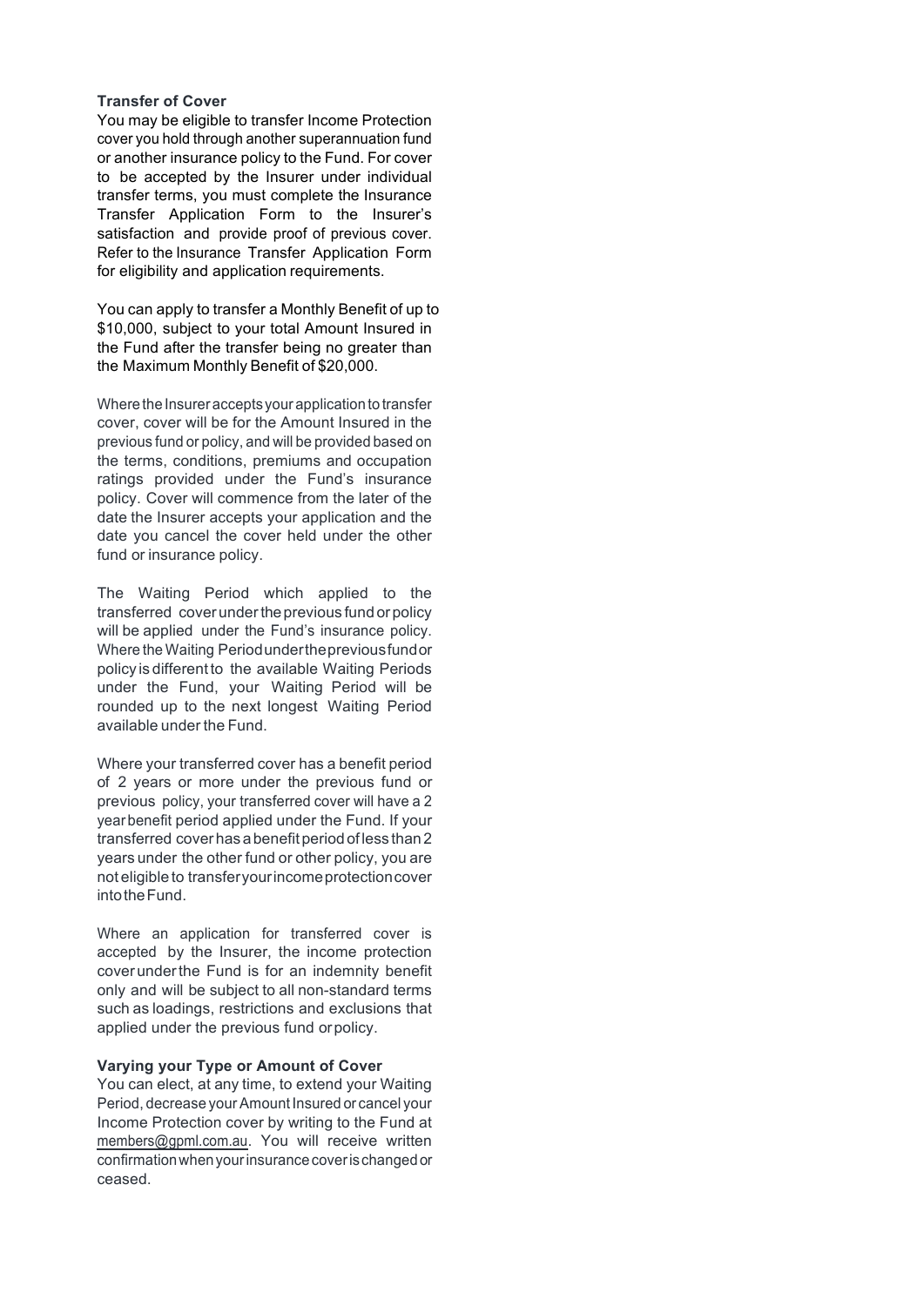**Transfer of Cover**

You may be eligible to transfer Income Protection cover you hold through another superannuation fund or another insurance policy to the Fund. For cover to be accepted by the Insurer under individual transfer terms, you must complete the Insurance Transfer Application Form to the Insurer's satisfaction and provide proof of previous cover. Refer to the Insurance Transfer Application Form for eligibility and application requirements.

You can apply to transfer a Monthly Benefit of up to $10,000, subject to your total Amount Insured in the Fund after the transfer being no greater than the Maximum Monthly Benefit of $20,000.

Where the Insurer accepts your application to transfer cover, cover will be for the Amount Insured in the previous fund or policy, and will be provided based on the terms, conditions, premiums and occupation ratings provided under the Fund's insurance policy. Cover will commence from the later of the date the Insurer accepts your application and the date you cancel the cover held under the other fund or insurance policy.

The Waiting Period which applied to the transferred cover under the previous fund or policy will be applied under the Fund's insurance policy. Where the Waiting Period under the previous fund or policy is different to the available Waiting Periods under the Fund, your Waiting Period will be rounded up to the next longest Waiting Period available under the Fund.

Where your transferred cover has a benefit period of 2 years or more under the previous fund or previous policy, your transferred cover will have a 2 year benefit period applied under the Fund. If your transferred cover has a benefit period of less than 2 years under the other fund or other policy, you are not eligible to transfer your income protection cover into the Fund.

Where an application for transferred cover is accepted by the Insurer, the income protection cover under the Fund is for an indemnity benefit only and will be subject to all non-standard terms such as loadings, restrictions and exclusions that applied under the previous fund or policy.

**Varying your Type or Amount of Cover**

You can elect, at any time, to extend your Waiting Period, decrease your Amount Insured or cancel your Income Protection cover by writing to the Fund at members@gpml.com.au. You will receive written confirmation when your insurance cover is changed or ceased.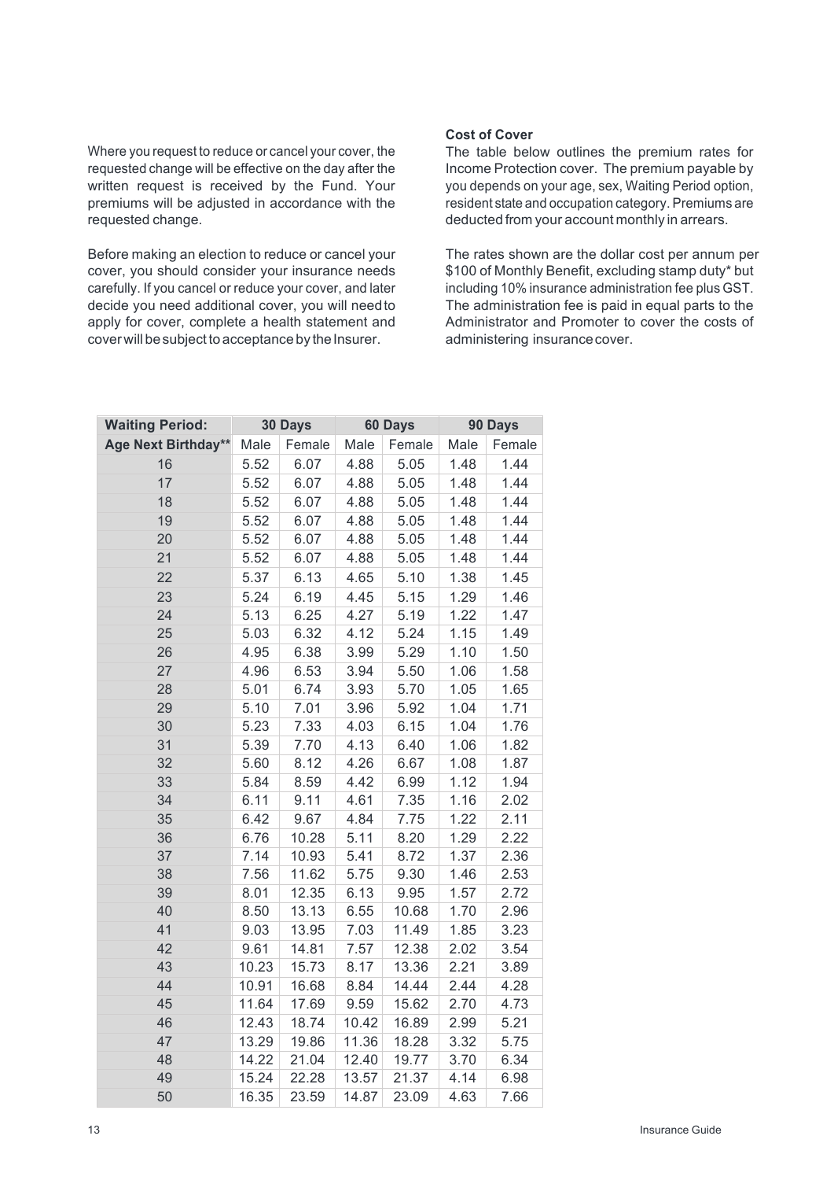Where you request to reduce or cancel your cover, the requested change will be effective on the day after the written request is received by the Fund. Your premiums will be adjusted in accordance with the requested change.

Before making an election to reduce or cancel your cover, you should consider your insurance needs carefully. If you cancel or reduce your cover, and later decide you need additional cover, you will need to apply for cover, complete a health statement and cover will be subject to acceptance by the Insurer.

**Cost of Cover**

The table below outlines the premium rates for Income Protection cover. The premium payable by you depends on your age, sex, Waiting Period option, resident state and occupation category. Premiums are deducted from your account monthly in arrears.

The rates shown are the dollar cost per annum per $100 of Monthly Benefit, excluding stamp duty* but including 10% insurance administration fee plus GST. The administration fee is paid in equal parts to the Administrator and Promoter to cover the costs of administering insurance cover.

| **Waiting Period:** | **30 Days** | | **60 Days** | | **90 Days** | |
|---|---|---|---|---|---|---|
| **Age Next Birthday\*\*** | Male | Female | Male | Female | Male | Female |
| 16 | 5.52 | 6.07 | 4.88 | 5.05 | 1.48 | 1.44 |
| 17 | 5.52 | 6.07 | 4.88 | 5.05 | 1.48 | 1.44 |
| 18 | 5.52 | 6.07 | 4.88 | 5.05 | 1.48 | 1.44 |
| 19 | 5.52 | 6.07 | 4.88 | 5.05 | 1.48 | 1.44 |
| 20 | 5.52 | 6.07 | 4.88 | 5.05 | 1.48 | 1.44 |
| 21 | 5.52 | 6.07 | 4.88 | 5.05 | 1.48 | 1.44 |
| 22 | 5.37 | 6.13 | 4.65 | 5.10 | 1.38 | 1.45 |
| 23 | 5.24 | 6.19 | 4.45 | 5.15 | 1.29 | 1.46 |
| 24 | 5.13 | 6.25 | 4.27 | 5.19 | 1.22 | 1.47 |
| 25 | 5.03 | 6.32 | 4.12 | 5.24 | 1.15 | 1.49 |
| 26 | 4.95 | 6.38 | 3.99 | 5.29 | 1.10 | 1.50 |
| 27 | 4.96 | 6.53 | 3.94 | 5.50 | 1.06 | 1.58 |
| 28 | 5.01 | 6.74 | 3.93 | 5.70 | 1.05 | 1.65 |
| 29 | 5.10 | 7.01 | 3.96 | 5.92 | 1.04 | 1.71 |
| 30 | 5.23 | 7.33 | 4.03 | 6.15 | 1.04 | 1.76 |
| 31 | 5.39 | 7.70 | 4.13 | 6.40 | 1.06 | 1.82 |
| 32 | 5.60 | 8.12 | 4.26 | 6.67 | 1.08 | 1.87 |
| 33 | 5.84 | 8.59 | 4.42 | 6.99 | 1.12 | 1.94 |
| 34 | 6.11 | 9.11 | 4.61 | 7.35 | 1.16 | 2.02 |
| 35 | 6.42 | 9.67 | 4.84 | 7.75 | 1.22 | 2.11 |
| 36 | 6.76 | 10.28 | 5.11 | 8.20 | 1.29 | 2.22 |
| 37 | 7.14 | 10.93 | 5.41 | 8.72 | 1.37 | 2.36 |
| 38 | 7.56 | 11.62 | 5.75 | 9.30 | 1.46 | 2.53 |
| 39 | 8.01 | 12.35 | 6.13 | 9.95 | 1.57 | 2.72 |
| 40 | 8.50 | 13.13 | 6.55 | 10.68 | 1.70 | 2.96 |
| 41 | 9.03 | 13.95 | 7.03 | 11.49 | 1.85 | 3.23 |
| 42 | 9.61 | 14.81 | 7.57 | 12.38 | 2.02 | 3.54 |
| 43 | 10.23 | 15.73 | 8.17 | 13.36 | 2.21 | 3.89 |
| 44 | 10.91 | 16.68 | 8.84 | 14.44 | 2.44 | 4.28 |
| 45 | 11.64 | 17.69 | 9.59 | 15.62 | 2.70 | 4.73 |
| 46 | 12.43 | 18.74 | 10.42 | 16.89 | 2.99 | 5.21 |
| 47 | 13.29 | 19.86 | 11.36 | 18.28 | 3.32 | 5.75 |
| 48 | 14.22 | 21.04 | 12.40 | 19.77 | 3.70 | 6.34 |
| 49 | 15.24 | 22.28 | 13.57 | 21.37 | 4.14 | 6.98 |
| 50 | 16.35 | 23.59 | 14.87 | 23.09 | 4.63 | 7.66 |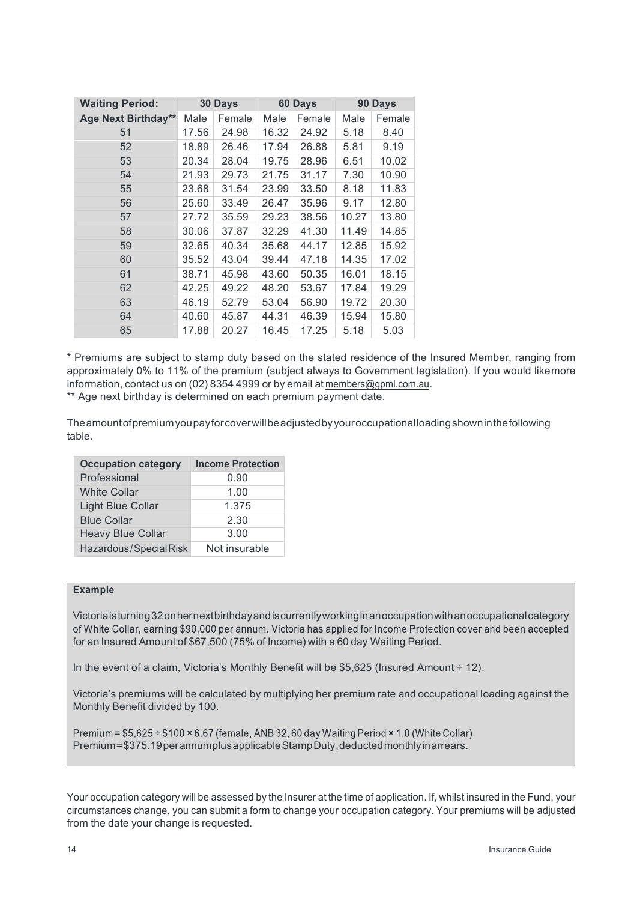| Waiting Period: | 30 Days | | 60 Days | | 90 Days | |
|---|---|---|---|---|---|---|
| Age Next Birthday** | Male | Female | Male | Female | Male | Female |
| 51 | 17.56 | 24.98 | 16.32 | 24.92 | 5.18 | 8.40 |
| 52 | 18.89 | 26.46 | 17.94 | 26.88 | 5.81 | 9.19 |
| 53 | 20.34 | 28.04 | 19.75 | 28.96 | 6.51 | 10.02 |
| 54 | 21.93 | 29.73 | 21.75 | 31.17 | 7.30 | 10.90 |
| 55 | 23.68 | 31.54 | 23.99 | 33.50 | 8.18 | 11.83 |
| 56 | 25.60 | 33.49 | 26.47 | 35.96 | 9.17 | 12.80 |
| 57 | 27.72 | 35.59 | 29.23 | 38.56 | 10.27 | 13.80 |
| 58 | 30.06 | 37.87 | 32.29 | 41.30 | 11.49 | 14.85 |
| 59 | 32.65 | 40.34 | 35.68 | 44.17 | 12.85 | 15.92 |
| 60 | 35.52 | 43.04 | 39.44 | 47.18 | 14.35 | 17.02 |
| 61 | 38.71 | 45.98 | 43.60 | 50.35 | 16.01 | 18.15 |
| 62 | 42.25 | 49.22 | 48.20 | 53.67 | 17.84 | 19.29 |
| 63 | 46.19 | 52.79 | 53.04 | 56.90 | 19.72 | 20.30 |
| 64 | 40.60 | 45.87 | 44.31 | 46.39 | 15.94 | 15.80 |
| 65 | 17.88 | 20.27 | 16.45 | 17.25 | 5.18 | 5.03 |

* Premiums are subject to stamp duty based on the stated residence of the Insured Member, ranging from approximately 0% to 11% of the premium (subject always to Government legislation). If you would like more information, contact us on (02) 8354 4999 or by email at members@gpml.com.au.

** Age next birthday is determined on each premium payment date.

The amount of premium you pay for cover will be adjusted by your occupational loading shown in the following table.

| Occupation category | Income Protection |
|---|---|
| Professional | 0.90 |
| White Collar | 1.00 |
| Light Blue Collar | 1.375 |
| Blue Collar | 2.30 |
| Heavy Blue Collar | 3.00 |
| Hazardous/Special Risk | Not insurable |

**Example**

Victoria is turning 32 on her next birthday and is currently working in an occupation with an occupational category of White Collar, earning $90,000 per annum. Victoria has applied for Income Protection cover and been accepted for an Insured Amount of $67,500 (75% of Income) with a 60 day Waiting Period.

In the event of a claim, Victoria's Monthly Benefit will be $5,625 (Insured Amount ÷ 12).

Victoria's premiums will be calculated by multiplying her premium rate and occupational loading against the Monthly Benefit divided by 100.

Premium = $5,625 ÷ $100 × 6.67 (female, ANB 32, 60 day Waiting Period × 1.0 (White Collar)
Premium = $375.19 per annum plus applicable Stamp Duty, deducted monthly in arrears.

Your occupation category will be assessed by the Insurer at the time of application. If, whilst insured in the Fund, your circumstances change, you can submit a form to change your occupation category. Your premiums will be adjusted from the date your change is requested.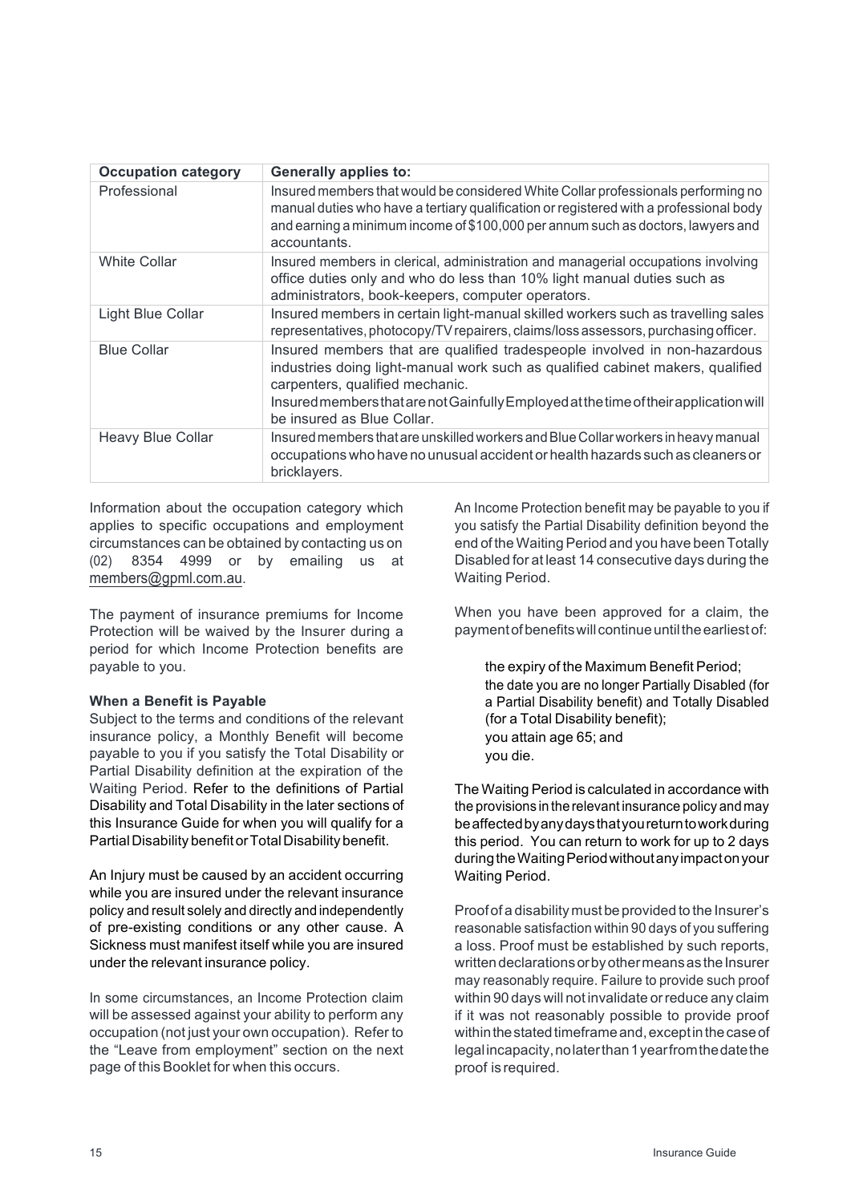| Occupation category | Generally applies to: |
|---|---|
| Professional | Insured members that would be considered White Collar professionals performing no manual duties who have a tertiary qualification or registered with a professional body and earning a minimum income of $100,000 per annum such as doctors, lawyers and accountants. |
| White Collar | Insured members in clerical, administration and managerial occupations involving office duties only and who do less than 10% light manual duties such as administrators, book-keepers, computer operators. |
| Light Blue Collar | Insured members in certain light-manual skilled workers such as travelling sales representatives, photocopy/TV repairers, claims/loss assessors, purchasing officer. |
| Blue Collar | Insured members that are qualified tradespeople involved in non-hazardous industries doing light-manual work such as qualified cabinet makers, qualified carpenters, qualified mechanic.<br>Insured members that are not Gainfully Employed at the time of their application will be insured as Blue Collar. |
| Heavy Blue Collar | Insured members that are unskilled workers and Blue Collar workers in heavy manual occupations who have no unusual accident or health hazards such as cleaners or bricklayers. |

Information about the occupation category which applies to specific occupations and employment circumstances can be obtained by contacting us on (02) 8354 4999 or by emailing us at members@gpml.com.au.

The payment of insurance premiums for Income Protection will be waived by the Insurer during a period for which Income Protection benefits are payable to you.

**When a Benefit is Payable**

Subject to the terms and conditions of the relevant insurance policy, a Monthly Benefit will become payable to you if you satisfy the Total Disability or Partial Disability definition at the expiration of the Waiting Period. Refer to the definitions of Partial Disability and Total Disability in the later sections of this Insurance Guide for when you will qualify for a Partial Disability benefit or Total Disability benefit.

An Injury must be caused by an accident occurring while you are insured under the relevant insurance policy and result solely and directly and independently of pre-existing conditions or any other cause. A Sickness must manifest itself while you are insured under the relevant insurance policy.

In some circumstances, an Income Protection claim will be assessed against your ability to perform any occupation (not just your own occupation). Refer to the "Leave from employment" section on the next page of this Booklet for when this occurs.

An Income Protection benefit may be payable to you if you satisfy the Partial Disability definition beyond the end of the Waiting Period and you have been Totally Disabled for at least 14 consecutive days during the Waiting Period.

When you have been approved for a claim, the payment of benefits will continue until the earliest of:

- the expiry of the Maximum Benefit Period;
- the date you are no longer Partially Disabled (for a Partial Disability benefit) and Totally Disabled (for a Total Disability benefit);
- you attain age 65; and
- you die.

The Waiting Period is calculated in accordance with the provisions in the relevant insurance policy and may be affected by any days that you return to work during this period. You can return to work for up to 2 days during the Waiting Period without any impact on your Waiting Period.

Proof of a disability must be provided to the Insurer's reasonable satisfaction within 90 days of you suffering a loss. Proof must be established by such reports, written declarations or by other means as the Insurer may reasonably require. Failure to provide such proof within 90 days will not invalidate or reduce any claim if it was not reasonably possible to provide proof within the stated timeframe and, except in the case of legal incapacity, no later than 1 year from the date the proof is required.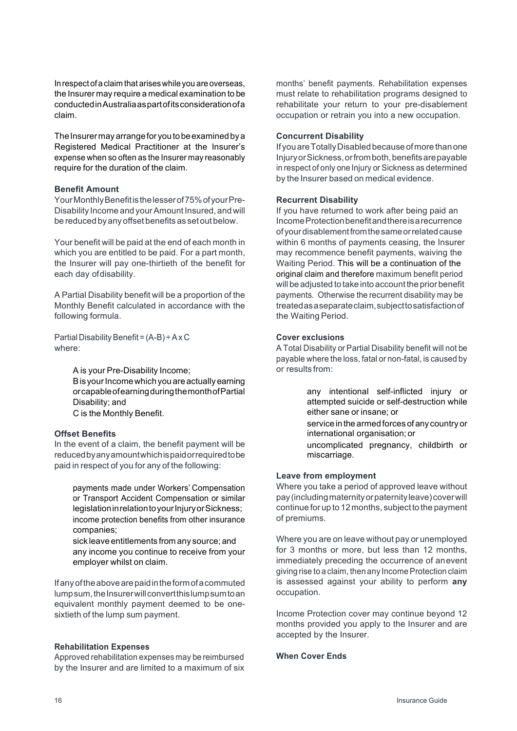In respect of a claim that arises while you are overseas, the Insurer may require a medical examination to be conducted in Australia as part of its consideration of a claim.

The Insurer may arrange for you to be examined by a Registered Medical Practitioner at the Insurer's expense when so often as the Insurer may reasonably require for the duration of the claim.

**Benefit Amount**

Your Monthly Benefit is the lesser of 75% of your Pre-Disability Income and your Amount Insured, and will be reduced by any offset benefits as set out below.

Your benefit will be paid at the end of each month in which you are entitled to be paid. For a part month, the Insurer will pay one-thirtieth of the benefit for each day of disability.

A Partial Disability benefit will be a proportion of the Monthly Benefit calculated in accordance with the following formula.

Partial Disability Benefit = (A-B) ÷ A x C
where:

> A is your Pre-Disability Income;
> B is your Income which you are actually earning or capable of earning during the month of Partial Disability; and
> C is the Monthly Benefit.

**Offset Benefits**

In the event of a claim, the benefit payment will be reduced by any amount which is paid or required to be paid in respect of you for any of the following:

- payments made under Workers' Compensation or Transport Accident Compensation or similar legislation in relation to your Injury or Sickness;
- income protection benefits from other insurance companies;
- sick leave entitlements from any source; and
- any income you continue to receive from your employer whilst on claim.

If any of the above are paid in the form of a commuted lump sum, the Insurer will convert this lump sum to an equivalent monthly payment deemed to be one-sixtieth of the lump sum payment.

**Rehabilitation Expenses**

Approved rehabilitation expenses may be reimbursed by the Insurer and are limited to a maximum of six months' benefit payments. Rehabilitation expenses must relate to rehabilitation programs designed to rehabilitate your return to your pre-disablement occupation or retrain you into a new occupation.

**Concurrent Disability**

If you are Totally Disabled because of more than one Injury or Sickness, or from both, benefits are payable in respect of only one Injury or Sickness as determined by the Insurer based on medical evidence.

**Recurrent Disability**

If you have returned to work after being paid an Income Protection benefit and there is a recurrence of your disablement from the same or related cause within 6 months of payments ceasing, the Insurer may recommence benefit payments, waiving the Waiting Period. This will be a continuation of the original claim and therefore maximum benefit period will be adjusted to take into account the prior benefit payments. Otherwise the recurrent disability may be treated as a separate claim, subject to satisfaction of the Waiting Period.

**Cover exclusions**

A Total Disability or Partial Disability benefit will not be payable where the loss, fatal or non-fatal, is caused by or results from:

- any intentional self-inflicted injury or attempted suicide or self-destruction while either sane or insane; or
- service in the armed forces of any country or international organisation; or
- uncomplicated pregnancy, childbirth or miscarriage.

**Leave from employment**

Where you take a period of approved leave without pay (including maternity or paternity leave) cover will continue for up to 12 months, subject to the payment of premiums.

Where you are on leave without pay or unemployed for 3 months or more, but less than 12 months, immediately preceding the occurrence of an event giving rise to a claim, then any Income Protection claim is assessed against your ability to perform **any** occupation.

Income Protection cover may continue beyond 12 months provided you apply to the Insurer and are accepted by the Insurer.

**When Cover Ends**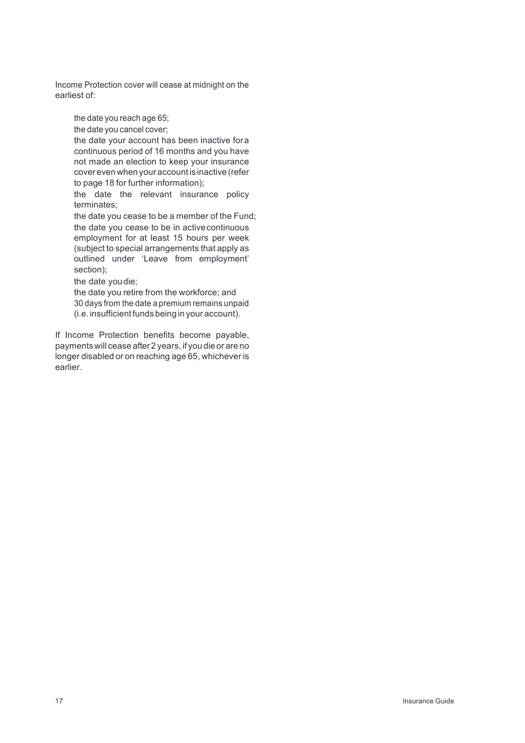Income Protection cover will cease at midnight on the earliest of:

- the date you reach age 65;
- the date you cancel cover;
- the date your account has been inactive for a continuous period of 16 months and you have not made an election to keep your insurance cover even when your account is inactive (refer to page 18 for further information);
- the date the relevant insurance policy terminates;
- the date you cease to be a member of the Fund;
- the date you cease to be in active continuous employment for at least 15 hours per week (subject to special arrangements that apply as outlined under 'Leave from employment' section);
- the date you die;
- the date you retire from the workforce; and
- 30 days from the date a premium remains unpaid (i.e. insufficient funds being in your account).

If Income Protection benefits become payable, payments will cease after 2 years, if you die or are no longer disabled or on reaching age 65, whichever is earlier.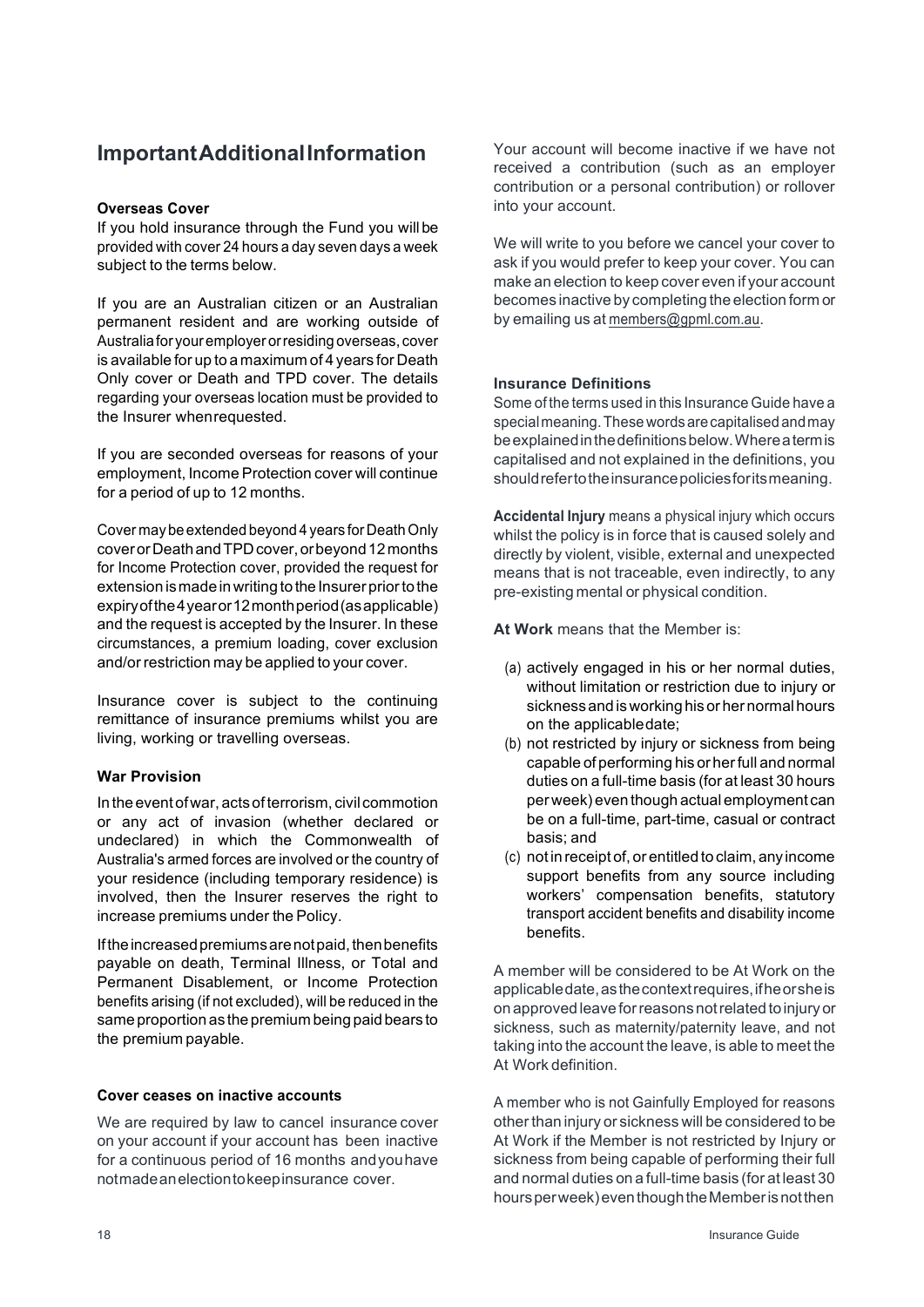# Important Additional Information

### Overseas Cover

If you hold insurance through the Fund you will be provided with cover 24 hours a day seven days a week subject to the terms below.

If you are an Australian citizen or an Australian permanent resident and are working outside of Australia for your employer or residing overseas, cover is available for up to a maximum of 4 years for Death Only cover or Death and TPD cover. The details regarding your overseas location must be provided to the Insurer when requested.

If you are seconded overseas for reasons of your employment, Income Protection cover will continue for a period of up to 12 months.

Cover may be extended beyond 4 years for Death Only cover or Death and TPD cover, or beyond 12 months for Income Protection cover, provided the request for extension is made in writing to the Insurer prior to the expiry of the 4 year or 12 month period (as applicable) and the request is accepted by the Insurer. In these circumstances, a premium loading, cover exclusion and/or restriction may be applied to your cover.

Insurance cover is subject to the continuing remittance of insurance premiums whilst you are living, working or travelling overseas.

### War Provision

In the event of war, acts of terrorism, civil commotion or any act of invasion (whether declared or undeclared) in which the Commonwealth of Australia's armed forces are involved or the country of your residence (including temporary residence) is involved, then the Insurer reserves the right to increase premiums under the Policy.

If the increased premiums are not paid, then benefits payable on death, Terminal Illness, or Total and Permanent Disablement, or Income Protection benefits arising (if not excluded), will be reduced in the same proportion as the premium being paid bears to the premium payable.

### Cover ceases on inactive accounts

We are required by law to cancel insurance cover on your account if your account has been inactive for a continuous period of 16 months and you have not made an election to keep insurance cover.

Your account will become inactive if we have not received a contribution (such as an employer contribution or a personal contribution) or rollover into your account.

We will write to you before we cancel your cover to ask if you would prefer to keep your cover. You can make an election to keep cover even if your account becomes inactive by completing the election form or by emailing us at members@gpml.com.au.

### Insurance Definitions

Some of the terms used in this Insurance Guide have a special meaning. These words are capitalised and may be explained in the definitions below. Where a term is capitalised and not explained in the definitions, you should refer to the insurance policies for its meaning.

**Accidental Injury** means a physical injury which occurs whilst the policy is in force that is caused solely and directly by violent, visible, external and unexpected means that is not traceable, even indirectly, to any pre-existing mental or physical condition.

**At Work** means that the Member is:

(a) actively engaged in his or her normal duties, without limitation or restriction due to injury or sickness and is working his or her normal hours on the applicable date;

(b) not restricted by injury or sickness from being capable of performing his or her full and normal duties on a full-time basis (for at least 30 hours per week) even though actual employment can be on a full-time, part-time, casual or contract basis; and

(c) not in receipt of, or entitled to claim, any income support benefits from any source including workers' compensation benefits, statutory transport accident benefits and disability income benefits.

A member will be considered to be At Work on the applicable date, as the context requires, if he or she is on approved leave for reasons not related to injury or sickness, such as maternity/paternity leave, and not taking into the account the leave, is able to meet the At Work definition.

A member who is not Gainfully Employed for reasons other than injury or sickness will be considered to be At Work if the Member is not restricted by Injury or sickness from being capable of performing their full and normal duties on a full-time basis (for at least 30 hours per week) even though the Member is not then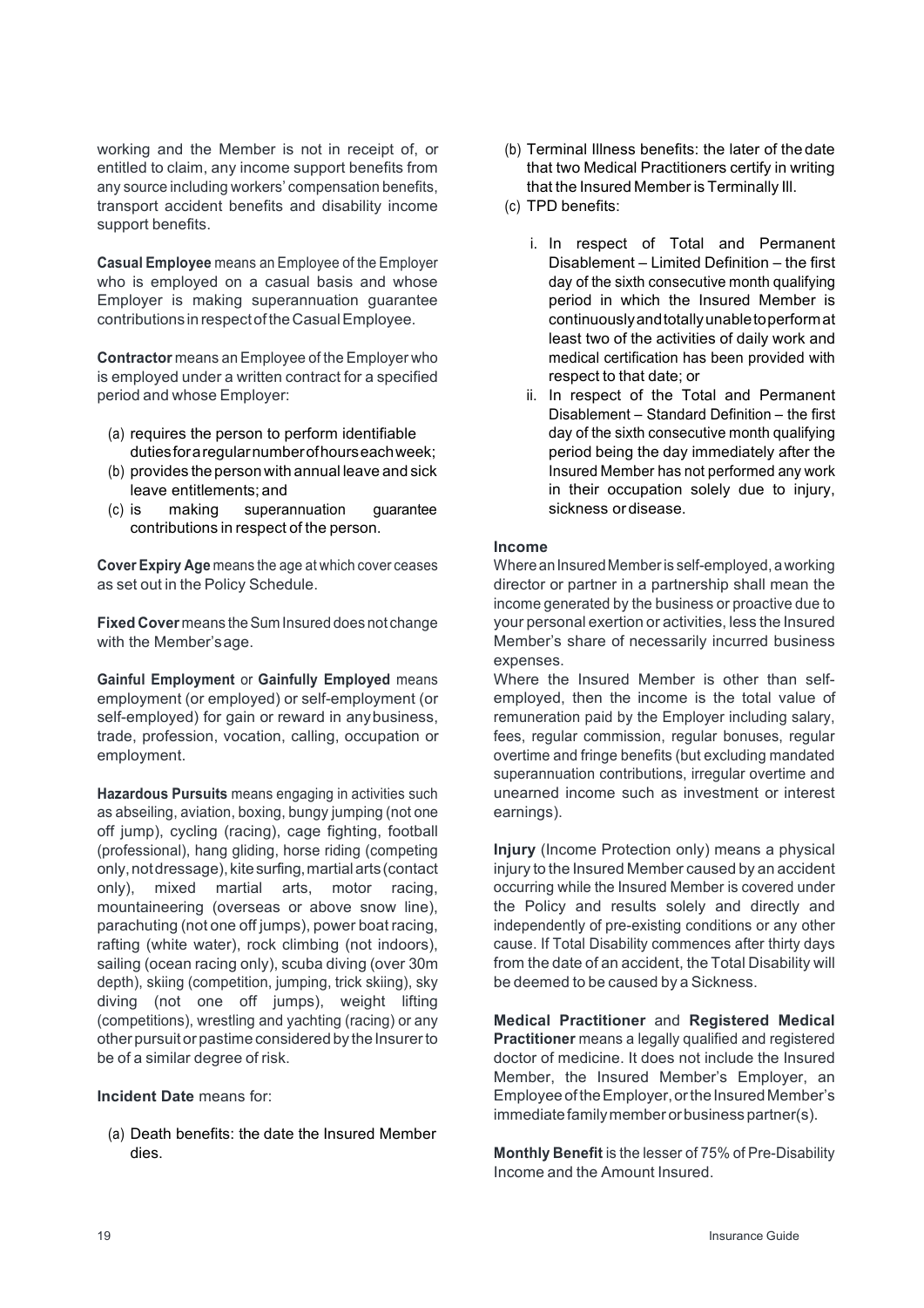working and the Member is not in receipt of, or entitled to claim, any income support benefits from any source including workers' compensation benefits, transport accident benefits and disability income support benefits.

**Casual Employee** means an Employee of the Employer who is employed on a casual basis and whose Employer is making superannuation guarantee contributions in respect of the Casual Employee.

**Contractor** means an Employee of the Employer who is employed under a written contract for a specified period and whose Employer:

(a) requires the person to perform identifiable duties for a regular number of hours each week;
(b) provides the person with annual leave and sick leave entitlements; and
(c) is making superannuation guarantee contributions in respect of the person.

**Cover Expiry Age** means the age at which cover ceases as set out in the Policy Schedule.

**Fixed Cover** means the Sum Insured does not change with the Member's age.

**Gainful Employment** or **Gainfully Employed** means employment (or employed) or self-employment (or self-employed) for gain or reward in any business, trade, profession, vocation, calling, occupation or employment.

**Hazardous Pursuits** means engaging in activities such as abseiling, aviation, boxing, bungy jumping (not one off jump), cycling (racing), cage fighting, football (professional), hang gliding, horse riding (competing only, not dressage), kite surfing, martial arts (contact only), mixed martial arts, motor racing, mountaineering (overseas or above snow line), parachuting (not one off jumps), power boat racing, rafting (white water), rock climbing (not indoors), sailing (ocean racing only), scuba diving (over 30m depth), skiing (competition, jumping, trick skiing), sky diving (not one off jumps), weight lifting (competitions), wrestling and yachting (racing) or any other pursuit or pastime considered by the Insurer to be of a similar degree of risk.

**Incident Date** means for:

(a) Death benefits: the date the Insured Member dies.
(b) Terminal Illness benefits: the later of the date that two Medical Practitioners certify in writing that the Insured Member is Terminally Ill.
(c) TPD benefits:

   i. In respect of Total and Permanent Disablement – Limited Definition – the first day of the sixth consecutive month qualifying period in which the Insured Member is continuously and totally unable to perform at least two of the activities of daily work and medical certification has been provided with respect to that date; or
   ii. In respect of the Total and Permanent Disablement – Standard Definition – the first day of the sixth consecutive month qualifying period being the day immediately after the Insured Member has not performed any work in their occupation solely due to injury, sickness or disease.

**Income**

Where an Insured Member is self-employed, a working director or partner in a partnership shall mean the income generated by the business or proactive due to your personal exertion or activities, less the Insured Member's share of necessarily incurred business expenses.

Where the Insured Member is other than self-employed, then the income is the total value of remuneration paid by the Employer including salary, fees, regular commission, regular bonuses, regular overtime and fringe benefits (but excluding mandated superannuation contributions, irregular overtime and unearned income such as investment or interest earnings).

**Injury** (Income Protection only) means a physical injury to the Insured Member caused by an accident occurring while the Insured Member is covered under the Policy and results solely and directly and independently of pre-existing conditions or any other cause. If Total Disability commences after thirty days from the date of an accident, the Total Disability will be deemed to be caused by a Sickness.

**Medical Practitioner** and **Registered Medical Practitioner** means a legally qualified and registered doctor of medicine. It does not include the Insured Member, the Insured Member's Employer, an Employee of the Employer, or the Insured Member's immediate family member or business partner(s).

**Monthly Benefit** is the lesser of 75% of Pre-Disability Income and the Amount Insured.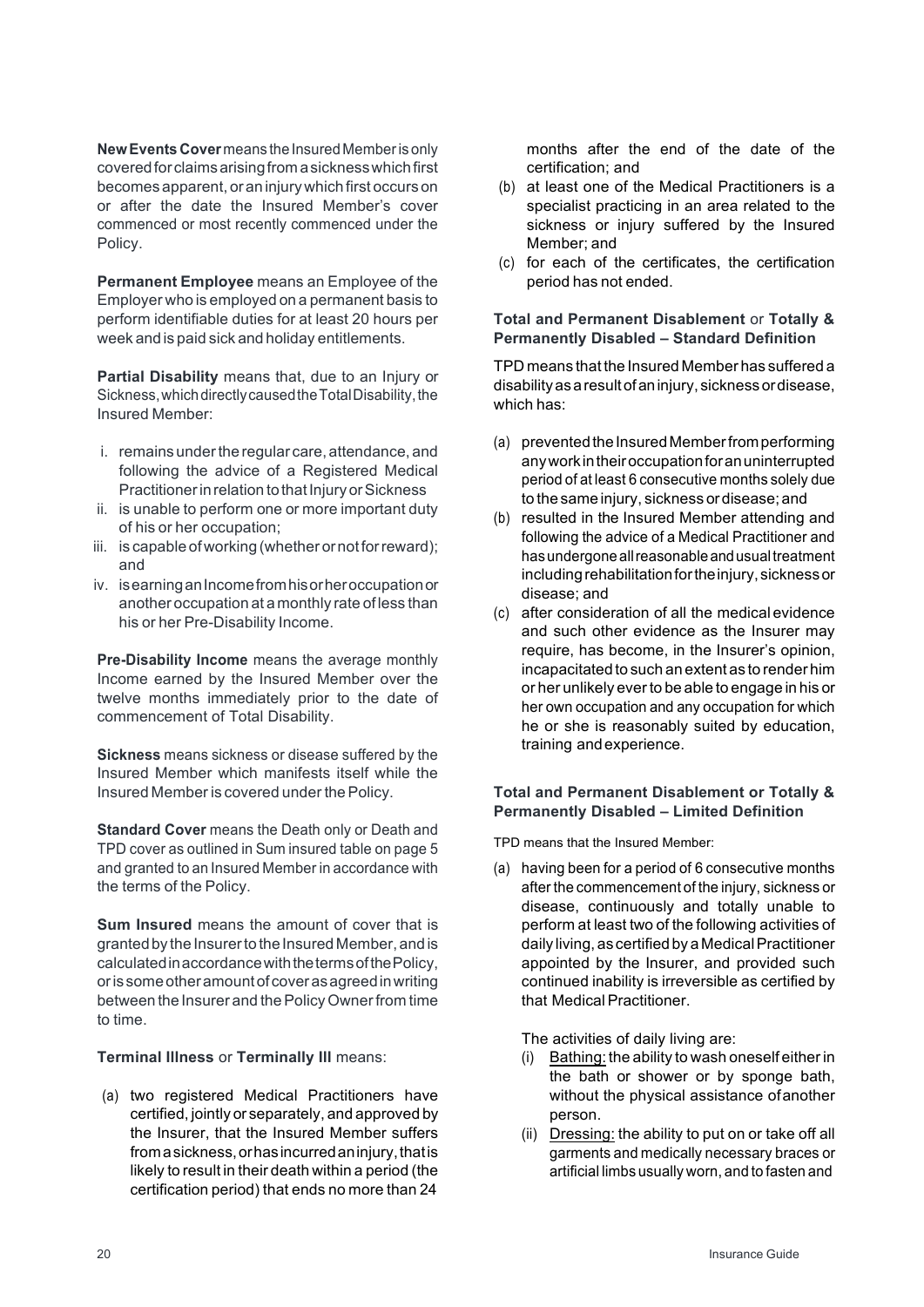**New Events Cover** means the Insured Member is only covered for claims arising from a sickness which first becomes apparent, or an injury which first occurs on or after the date the Insured Member's cover commenced or most recently commenced under the Policy.

**Permanent Employee** means an Employee of the Employer who is employed on a permanent basis to perform identifiable duties for at least 20 hours per week and is paid sick and holiday entitlements.

**Partial Disability** means that, due to an Injury or Sickness, which directly caused the Total Disability, the Insured Member:

i. remains under the regular care, attendance, and following the advice of a Registered Medical Practitioner in relation to that Injury or Sickness
ii. is unable to perform one or more important duty of his or her occupation;
iii. is capable of working (whether or not for reward); and
iv. is earning an Income from his or her occupation or another occupation at a monthly rate of less than his or her Pre-Disability Income.

**Pre-Disability Income** means the average monthly Income earned by the Insured Member over the twelve months immediately prior to the date of commencement of Total Disability.

**Sickness** means sickness or disease suffered by the Insured Member which manifests itself while the Insured Member is covered under the Policy.

**Standard Cover** means the Death only or Death and TPD cover as outlined in Sum insured table on page 5 and granted to an Insured Member in accordance with the terms of the Policy.

**Sum Insured** means the amount of cover that is granted by the Insurer to the Insured Member, and is calculated in accordance with the terms of the Policy, or is some other amount of cover as agreed in writing between the Insurer and the Policy Owner from time to time.

**Terminal Illness** or **Terminally Ill** means:

(a) two registered Medical Practitioners have certified, jointly or separately, and approved by the Insurer, that the Insured Member suffers from a sickness, or has incurred an injury, that is likely to result in their death within a period (the certification period) that ends no more than 24 months after the end of the date of the certification; and
(b) at least one of the Medical Practitioners is a specialist practicing in an area related to the sickness or injury suffered by the Insured Member; and
(c) for each of the certificates, the certification period has not ended.

**Total and Permanent Disablement** or **Totally & Permanently Disabled – Standard Definition**

TPD means that the Insured Member has suffered a disability as a result of an injury, sickness or disease, which has:

(a) prevented the Insured Member from performing any work in their occupation for an uninterrupted period of at least 6 consecutive months solely due to the same injury, sickness or disease; and
(b) resulted in the Insured Member attending and following the advice of a Medical Practitioner and has undergone all reasonable and usual treatment including rehabilitation for the injury, sickness or disease; and
(c) after consideration of all the medical evidence and such other evidence as the Insurer may require, has become, in the Insurer's opinion, incapacitated to such an extent as to render him or her unlikely ever to be able to engage in his or her own occupation and any occupation for which he or she is reasonably suited by education, training and experience.

**Total and Permanent Disablement or Totally & Permanently Disabled – Limited Definition**

TPD means that the Insured Member:

(a) having been for a period of 6 consecutive months after the commencement of the injury, sickness or disease, continuously and totally unable to perform at least two of the following activities of daily living, as certified by a Medical Practitioner appointed by the Insurer, and provided such continued inability is irreversible as certified by that Medical Practitioner.

   The activities of daily living are:

   (i) Bathing: the ability to wash oneself either in the bath or shower or by sponge bath, without the physical assistance of another person.
   (ii) Dressing: the ability to put on or take off all garments and medically necessary braces or artificial limbs usually worn, and to fasten and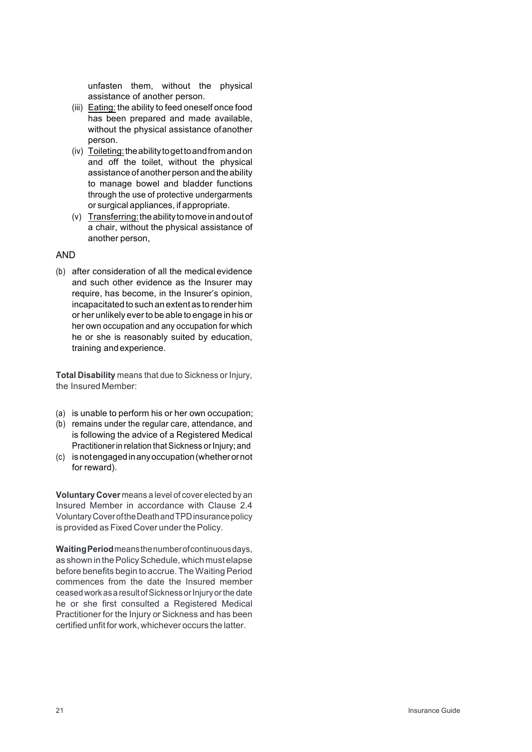unfasten them, without the physical assistance of another person.

(iii) Eating: the ability to feed oneself once food has been prepared and made available, without the physical assistance of another person.

(iv) Toileting: the ability to get to and from and on and off the toilet, without the physical assistance of another person and the ability to manage bowel and bladder functions through the use of protective undergarments or surgical appliances, if appropriate.

(v) Transferring: the ability to move in and out of a chair, without the physical assistance of another person,

AND

(b) after consideration of all the medical evidence and such other evidence as the Insurer may require, has become, in the Insurer's opinion, incapacitated to such an extent as to render him or her unlikely ever to be able to engage in his or her own occupation and any occupation for which he or she is reasonably suited by education, training and experience.

**Total Disability** means that due to Sickness or Injury, the Insured Member:

(a) is unable to perform his or her own occupation;
(b) remains under the regular care, attendance, and is following the advice of a Registered Medical Practitioner in relation that Sickness or Injury; and
(c) is not engaged in any occupation (whether or not for reward).

**Voluntary Cover** means a level of cover elected by an Insured Member in accordance with Clause 2.4 Voluntary Cover of the Death and TPD insurance policy is provided as Fixed Cover under the Policy.

**Waiting Period** means the number of continuous days, as shown in the Policy Schedule, which must elapse before benefits begin to accrue. The Waiting Period commences from the date the Insured member ceased work as a result of Sickness or Injury or the date he or she first consulted a Registered Medical Practitioner for the Injury or Sickness and has been certified unfit for work, whichever occurs the latter.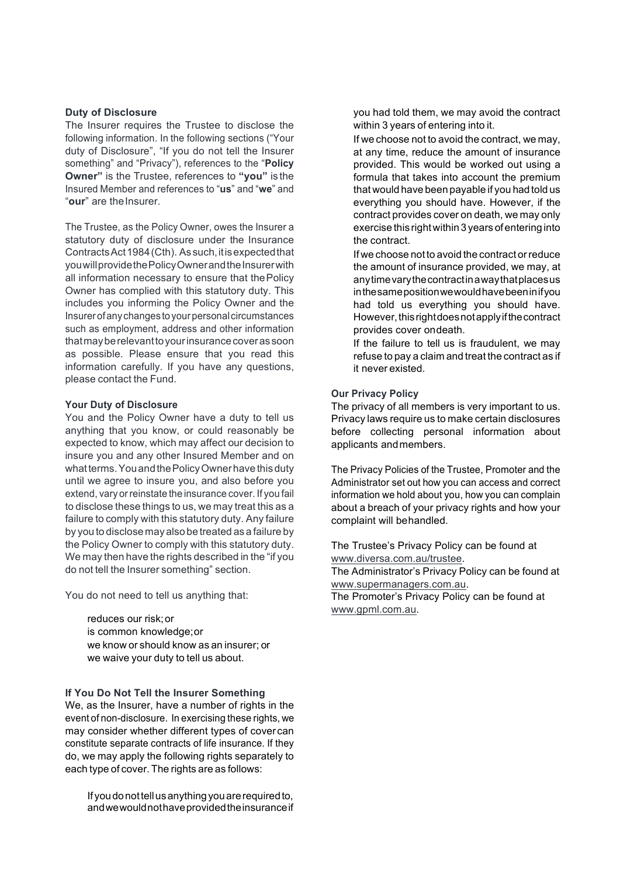### Duty of Disclosure

The Insurer requires the Trustee to disclose the following information. In the following sections ("Your duty of Disclosure", "If you do not tell the Insurer something" and "Privacy"), references to the "**Policy Owner"** is the Trustee, references to **"you"** is the Insured Member and references to "**us**" and "**we**" and "**our**" are the Insurer.

The Trustee, as the Policy Owner, owes the Insurer a statutory duty of disclosure under the Insurance Contracts Act 1984 (Cth). As such, it is expected that you will provide the Policy Owner and the Insurer with all information necessary to ensure that the Policy Owner has complied with this statutory duty. This includes you informing the Policy Owner and the Insurer of any changes to your personal circumstances such as employment, address and other information that may be relevant to your insurance cover as soon as possible. Please ensure that you read this information carefully. If you have any questions, please contact the Fund.

### Your Duty of Disclosure

You and the Policy Owner have a duty to tell us anything that you know, or could reasonably be expected to know, which may affect our decision to insure you and any other Insured Member and on what terms. You and the Policy Owner have this duty until we agree to insure you, and also before you extend, vary or reinstate the insurance cover. If you fail to disclose these things to us, we may treat this as a failure to comply with this statutory duty. Any failure by you to disclose may also be treated as a failure by the Policy Owner to comply with this statutory duty. We may then have the rights described in the "if you do not tell the Insurer something" section.

You do not need to tell us anything that:

- reduces our risk; or
- is common knowledge; or
- we know or should know as an insurer; or
- we waive your duty to tell us about.

### If You Do Not Tell the Insurer Something

We, as the Insurer, have a number of rights in the event of non-disclosure. In exercising these rights, we may consider whether different types of cover can constitute separate contracts of life insurance. If they do, we may apply the following rights separately to each type of cover. The rights are as follows:

If you do not tell us anything you are required to, and we would not have provided the insurance if you had told them, we may avoid the contract within 3 years of entering into it.

If we choose not to avoid the contract, we may, at any time, reduce the amount of insurance provided. This would be worked out using a formula that takes into account the premium that would have been payable if you had told us everything you should have. However, if the contract provides cover on death, we may only exercise this right within 3 years of entering into the contract.

If we choose not to avoid the contract or reduce the amount of insurance provided, we may, at any time vary the contract in a way that places us in the same position we would have been in if you had told us everything you should have. However, this right does not apply if the contract provides cover on death.

If the failure to tell us is fraudulent, we may refuse to pay a claim and treat the contract as if it never existed.

### Our Privacy Policy

The privacy of all members is very important to us. Privacy laws require us to make certain disclosures before collecting personal information about applicants and members.

The Privacy Policies of the Trustee, Promoter and the Administrator set out how you can access and correct information we hold about you, how you can complain about a breach of your privacy rights and how your complaint will be handled.

The Trustee's Privacy Policy can be found at www.diversa.com.au/trustee.
The Administrator's Privacy Policy can be found at www.supermanagers.com.au.
The Promoter's Privacy Policy can be found at www.gpml.com.au.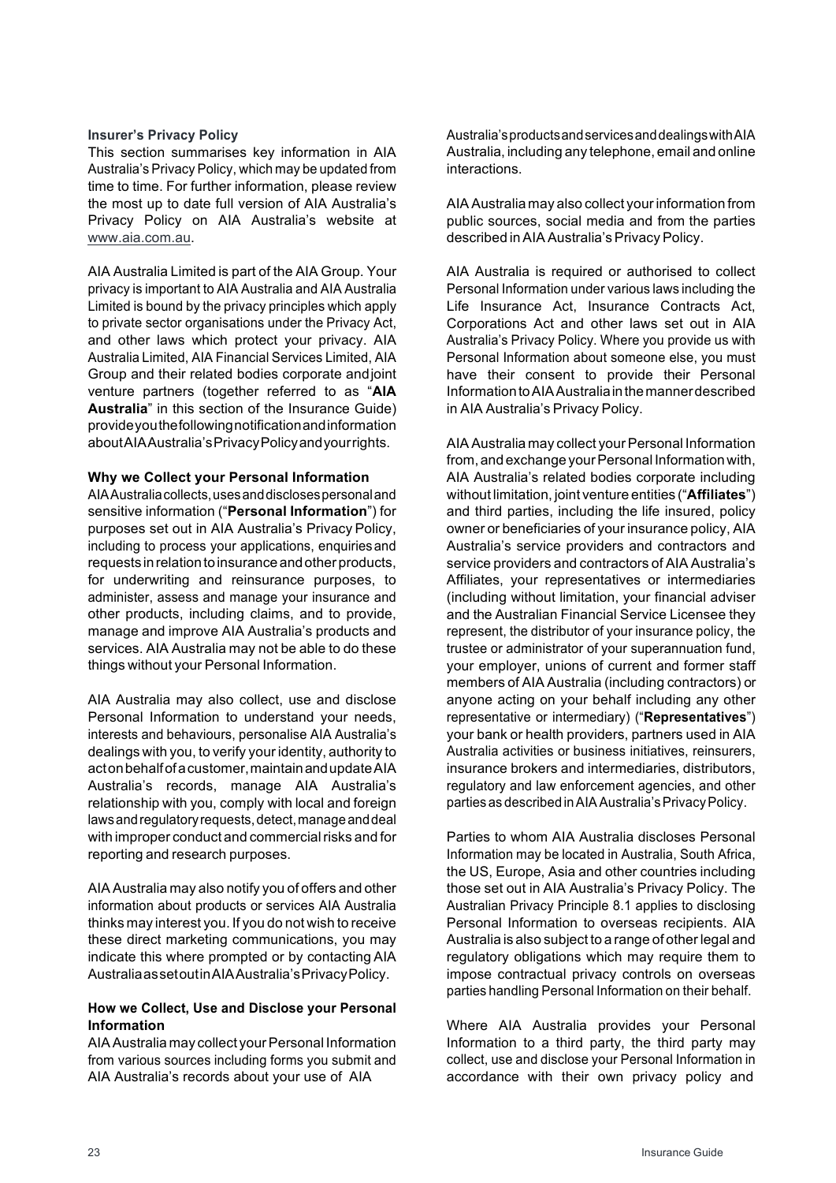### Insurer's Privacy Policy

This section summarises key information in AIA Australia's Privacy Policy, which may be updated from time to time. For further information, please review the most up to date full version of AIA Australia's Privacy Policy on AIA Australia's website at www.aia.com.au.

AIA Australia Limited is part of the AIA Group. Your privacy is important to AIA Australia and AIA Australia Limited is bound by the privacy principles which apply to private sector organisations under the Privacy Act, and other laws which protect your privacy. AIA Australia Limited, AIA Financial Services Limited, AIA Group and their related bodies corporate and joint venture partners (together referred to as "**AIA Australia**" in this section of the Insurance Guide) provide you the following notification and information about AIA Australia's Privacy Policy and your rights.

#### Why we Collect your Personal Information

AIA Australia collects, uses and discloses personal and sensitive information ("**Personal Information**") for purposes set out in AIA Australia's Privacy Policy, including to process your applications, enquiries and requests in relation to insurance and other products, for underwriting and reinsurance purposes, to administer, assess and manage your insurance and other products, including claims, and to provide, manage and improve AIA Australia's products and services. AIA Australia may not be able to do these things without your Personal Information.

AIA Australia may also collect, use and disclose Personal Information to understand your needs, interests and behaviours, personalise AIA Australia's dealings with you, to verify your identity, authority to act on behalf of a customer, maintain and update AIA Australia's records, manage AIA Australia's relationship with you, comply with local and foreign laws and regulatory requests, detect, manage and deal with improper conduct and commercial risks and for reporting and research purposes.

AIA Australia may also notify you of offers and other information about products or services AIA Australia thinks may interest you. If you do not wish to receive these direct marketing communications, you may indicate this where prompted or by contacting AIA Australia as set out in AIA Australia's Privacy Policy.

#### How we Collect, Use and Disclose your Personal Information

AIA Australia may collect your Personal Information from various sources including forms you submit and AIA Australia's records about your use of AIA Australia's products and services and dealings with AIA Australia, including any telephone, email and online interactions.

AIA Australia may also collect your information from public sources, social media and from the parties described in AIA Australia's Privacy Policy.

AIA Australia is required or authorised to collect Personal Information under various laws including the Life Insurance Act, Insurance Contracts Act, Corporations Act and other laws set out in AIA Australia's Privacy Policy. Where you provide us with Personal Information about someone else, you must have their consent to provide their Personal Information to AIA Australia in the manner described in AIA Australia's Privacy Policy.

AIA Australia may collect your Personal Information from, and exchange your Personal Information with, AIA Australia's related bodies corporate including without limitation, joint venture entities ("**Affiliates**") and third parties, including the life insured, policy owner or beneficiaries of your insurance policy, AIA Australia's service providers and contractors and service providers and contractors of AIA Australia's Affiliates, your representatives or intermediaries (including without limitation, your financial adviser and the Australian Financial Service Licensee they represent, the distributor of your insurance policy, the trustee or administrator of your superannuation fund, your employer, unions of current and former staff members of AIA Australia (including contractors) or anyone acting on your behalf including any other representative or intermediary) ("**Representatives**") your bank or health providers, partners used in AIA Australia activities or business initiatives, reinsurers, insurance brokers and intermediaries, distributors, regulatory and law enforcement agencies, and other parties as described in AIA Australia's Privacy Policy.

Parties to whom AIA Australia discloses Personal Information may be located in Australia, South Africa, the US, Europe, Asia and other countries including those set out in AIA Australia's Privacy Policy. The Australian Privacy Principle 8.1 applies to disclosing Personal Information to overseas recipients. AIA Australia is also subject to a range of other legal and regulatory obligations which may require them to impose contractual privacy controls on overseas parties handling Personal Information on their behalf.

Where AIA Australia provides your Personal Information to a third party, the third party may collect, use and disclose your Personal Information in accordance with their own privacy policy and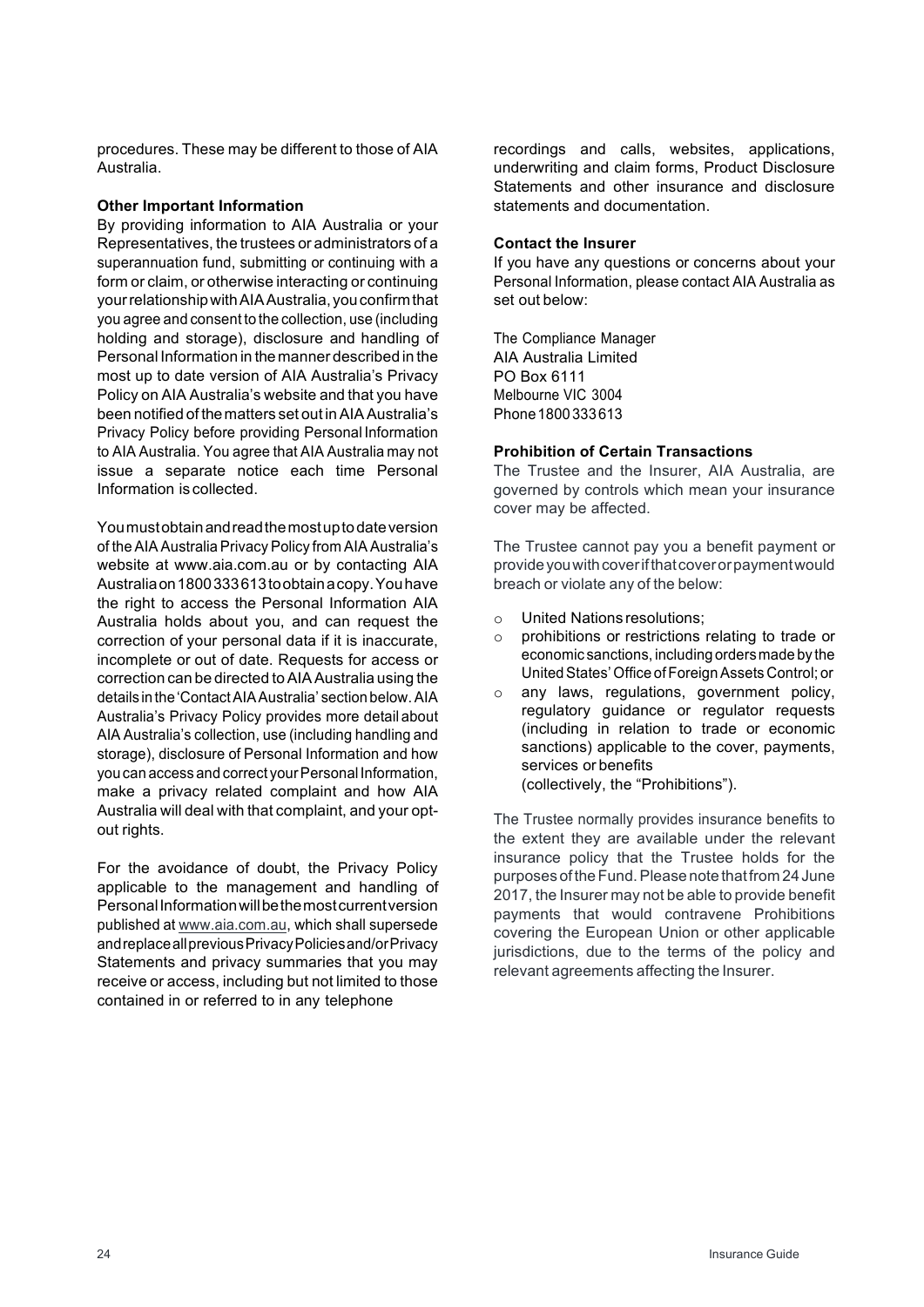procedures. These may be different to those of AIA Australia.

**Other Important Information**

By providing information to AIA Australia or your Representatives, the trustees or administrators of a superannuation fund, submitting or continuing with a form or claim, or otherwise interacting or continuing your relationship with AIA Australia, you confirm that you agree and consent to the collection, use (including holding and storage), disclosure and handling of Personal Information in the manner described in the most up to date version of AIA Australia's Privacy Policy on AIA Australia's website and that you have been notified of the matters set out in AIA Australia's Privacy Policy before providing Personal Information to AIA Australia. You agree that AIA Australia may not issue a separate notice each time Personal Information is collected.

You must obtain and read the most up to date version of the AIA Australia Privacy Policy from AIA Australia's website at www.aia.com.au or by contacting AIA Australia on 1800 333 613 to obtain a copy. You have the right to access the Personal Information AIA Australia holds about you, and can request the correction of your personal data if it is inaccurate, incomplete or out of date. Requests for access or correction can be directed to AIA Australia using the details in the 'Contact AIA Australia' section below. AIA Australia's Privacy Policy provides more detail about AIA Australia's collection, use (including handling and storage), disclosure of Personal Information and how you can access and correct your Personal Information, make a privacy related complaint and how AIA Australia will deal with that complaint, and your opt-out rights.

For the avoidance of doubt, the Privacy Policy applicable to the management and handling of Personal Information will be the most current version published at www.aia.com.au, which shall supersede and replace all previous Privacy Policies and/or Privacy Statements and privacy summaries that you may receive or access, including but not limited to those contained in or referred to in any telephone recordings and calls, websites, applications, underwriting and claim forms, Product Disclosure Statements and other insurance and disclosure statements and documentation.

**Contact the Insurer**

If you have any questions or concerns about your Personal Information, please contact AIA Australia as set out below:

The Compliance Manager
AIA Australia Limited
PO Box 6111
Melbourne VIC 3004
Phone 1800 333 613

**Prohibition of Certain Transactions**

The Trustee and the Insurer, AIA Australia, are governed by controls which mean your insurance cover may be affected.

The Trustee cannot pay you a benefit payment or provide you with cover if that cover or payment would breach or violate any of the below:

- United Nations resolutions;
- prohibitions or restrictions relating to trade or economic sanctions, including orders made by the United States' Office of Foreign Assets Control; or
- any laws, regulations, government policy, regulatory guidance or regulator requests (including in relation to trade or economic sanctions) applicable to the cover, payments, services or benefits

(collectively, the "Prohibitions").

The Trustee normally provides insurance benefits to the extent they are available under the relevant insurance policy that the Trustee holds for the purposes of the Fund. Please note that from 24 June 2017, the Insurer may not be able to provide benefit payments that would contravene Prohibitions covering the European Union or other applicable jurisdictions, due to the terms of the policy and relevant agreements affecting the Insurer.